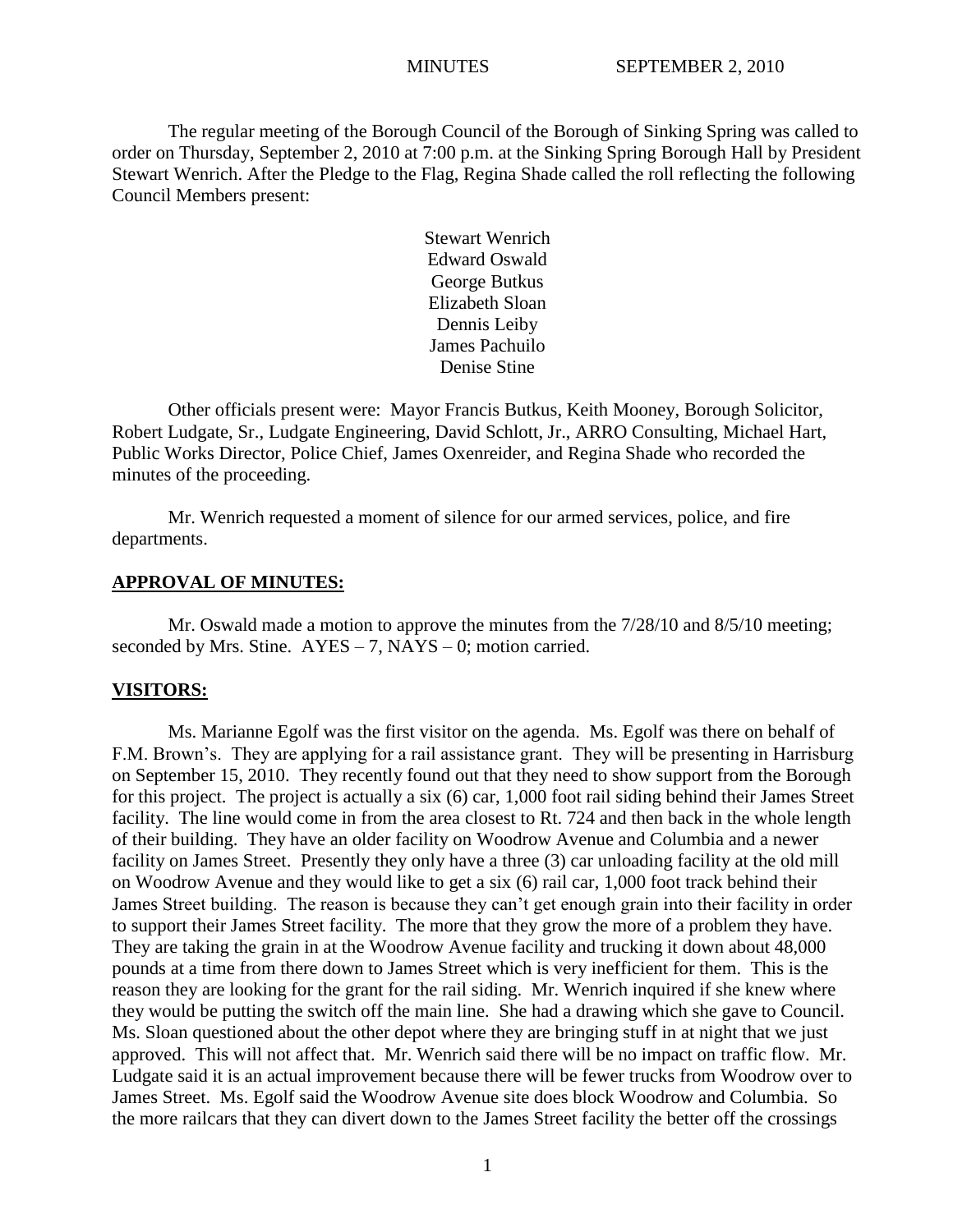MINUTES SEPTEMBER 2, 2010

The regular meeting of the Borough Council of the Borough of Sinking Spring was called to order on Thursday, September 2, 2010 at 7:00 p.m. at the Sinking Spring Borough Hall by President Stewart Wenrich. After the Pledge to the Flag, Regina Shade called the roll reflecting the following Council Members present:

Stewart Wenrich
Edward Oswald
George Butkus
Elizabeth Sloan
Dennis Leiby
James Pachuilo
Denise Stine

Other officials present were: Mayor Francis Butkus, Keith Mooney, Borough Solicitor, Robert Ludgate, Sr., Ludgate Engineering, David Schlott, Jr., ARRO Consulting, Michael Hart, Public Works Director, Police Chief, James Oxenreider, and Regina Shade who recorded the minutes of the proceeding.

Mr. Wenrich requested a moment of silence for our armed services, police, and fire departments.

**APPROVAL OF MINUTES:**

Mr. Oswald made a motion to approve the minutes from the 7/28/10 and 8/5/10 meeting; seconded by Mrs. Stine. AYES – 7, NAYS – 0; motion carried.

**VISITORS:**

Ms. Marianne Egolf was the first visitor on the agenda. Ms. Egolf was there on behalf of F.M. Brown's. They are applying for a rail assistance grant. They will be presenting in Harrisburg on September 15, 2010. They recently found out that they need to show support from the Borough for this project. The project is actually a six (6) car, 1,000 foot rail siding behind their James Street facility. The line would come in from the area closest to Rt. 724 and then back in the whole length of their building. They have an older facility on Woodrow Avenue and Columbia and a newer facility on James Street. Presently they only have a three (3) car unloading facility at the old mill on Woodrow Avenue and they would like to get a six (6) rail car, 1,000 foot track behind their James Street building. The reason is because they can't get enough grain into their facility in order to support their James Street facility. The more that they grow the more of a problem they have. They are taking the grain in at the Woodrow Avenue facility and trucking it down about 48,000 pounds at a time from there down to James Street which is very inefficient for them. This is the reason they are looking for the grant for the rail siding. Mr. Wenrich inquired if she knew where they would be putting the switch off the main line. She had a drawing which she gave to Council. Ms. Sloan questioned about the other depot where they are bringing stuff in at night that we just approved. This will not affect that. Mr. Wenrich said there will be no impact on traffic flow. Mr. Ludgate said it is an actual improvement because there will be fewer trucks from Woodrow over to James Street. Ms. Egolf said the Woodrow Avenue site does block Woodrow and Columbia. So the more railcars that they can divert down to the James Street facility the better off the crossings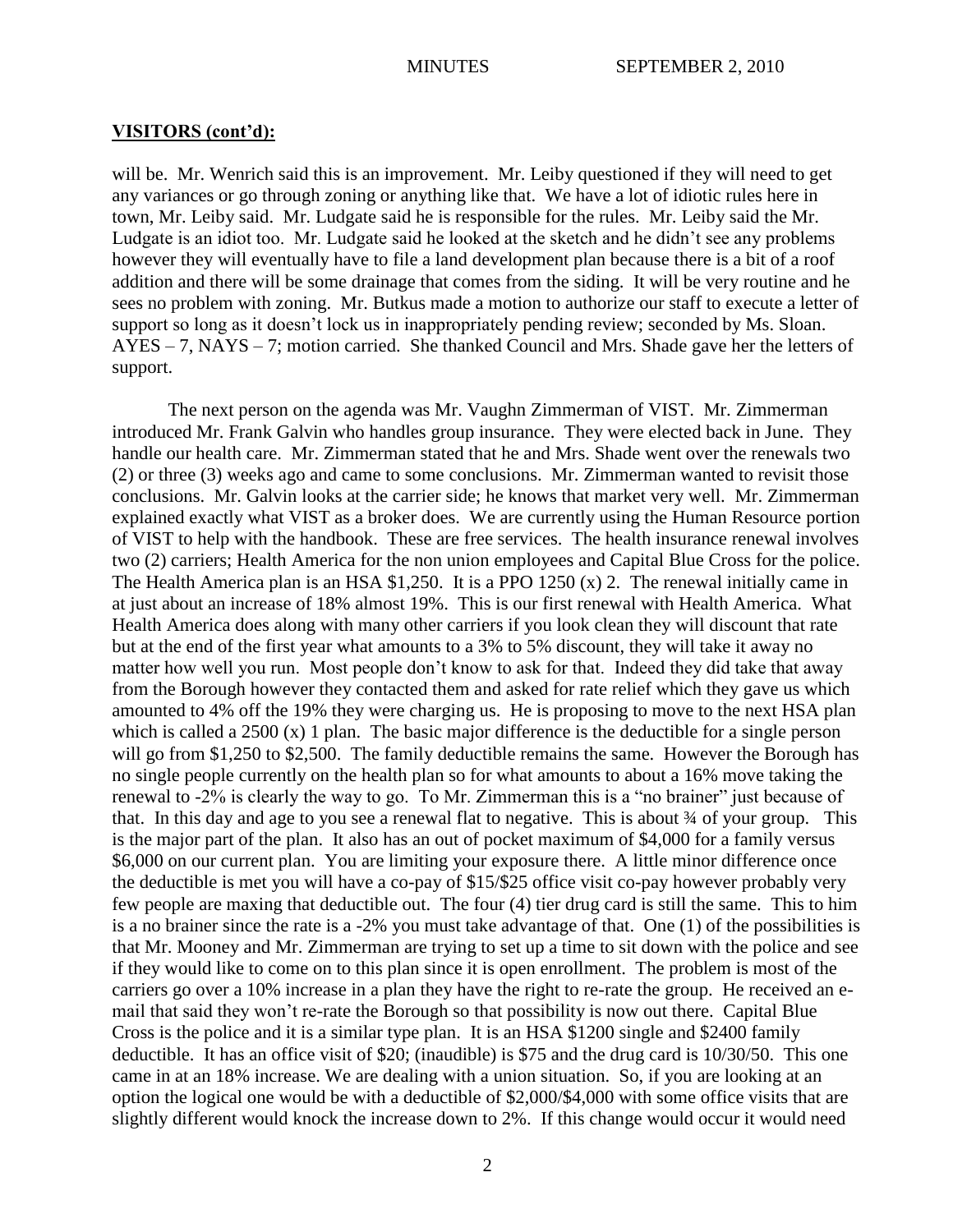## VISITORS (cont'd):

will be. Mr. Wenrich said this is an improvement. Mr. Leiby questioned if they will need to get any variances or go through zoning or anything like that. We have a lot of idiotic rules here in town, Mr. Leiby said. Mr. Ludgate said he is responsible for the rules. Mr. Leiby said the Mr. Ludgate is an idiot too. Mr. Ludgate said he looked at the sketch and he didn't see any problems however they will eventually have to file a land development plan because there is a bit of a roof addition and there will be some drainage that comes from the siding. It will be very routine and he sees no problem with zoning. Mr. Butkus made a motion to authorize our staff to execute a letter of support so long as it doesn't lock us in inappropriately pending review; seconded by Ms. Sloan. AYES – 7, NAYS – 7; motion carried. She thanked Council and Mrs. Shade gave her the letters of support.

The next person on the agenda was Mr. Vaughn Zimmerman of VIST. Mr. Zimmerman introduced Mr. Frank Galvin who handles group insurance. They were elected back in June. They handle our health care. Mr. Zimmerman stated that he and Mrs. Shade went over the renewals two (2) or three (3) weeks ago and came to some conclusions. Mr. Zimmerman wanted to revisit those conclusions. Mr. Galvin looks at the carrier side; he knows that market very well. Mr. Zimmerman explained exactly what VIST as a broker does. We are currently using the Human Resource portion of VIST to help with the handbook. These are free services. The health insurance renewal involves two (2) carriers; Health America for the non union employees and Capital Blue Cross for the police. The Health America plan is an HSA $1,250. It is a PPO 1250 (x) 2. The renewal initially came in at just about an increase of 18% almost 19%. This is our first renewal with Health America. What Health America does along with many other carriers if you look clean they will discount that rate but at the end of the first year what amounts to a 3% to 5% discount, they will take it away no matter how well you run. Most people don't know to ask for that. Indeed they did take that away from the Borough however they contacted them and asked for rate relief which they gave us which amounted to 4% off the 19% they were charging us. He is proposing to move to the next HSA plan which is called a 2500 (x) 1 plan. The basic major difference is the deductible for a single person will go from $1,250 to $2,500. The family deductible remains the same. However the Borough has no single people currently on the health plan so for what amounts to about a 16% move taking the renewal to -2% is clearly the way to go. To Mr. Zimmerman this is a "no brainer" just because of that. In this day and age to you see a renewal flat to negative. This is about ¾ of your group. This is the major part of the plan. It also has an out of pocket maximum of $4,000 for a family versus $6,000 on our current plan. You are limiting your exposure there. A little minor difference once the deductible is met you will have a co-pay of $15/$25 office visit co-pay however probably very few people are maxing that deductible out. The four (4) tier drug card is still the same. This to him is a no brainer since the rate is a -2% you must take advantage of that. One (1) of the possibilities is that Mr. Mooney and Mr. Zimmerman are trying to set up a time to sit down with the police and see if they would like to come on to this plan since it is open enrollment. The problem is most of the carriers go over a 10% increase in a plan they have the right to re-rate the group. He received an e-mail that said they won't re-rate the Borough so that possibility is now out there. Capital Blue Cross is the police and it is a similar type plan. It is an HSA $1200 single and $2400 family deductible. It has an office visit of $20; (inaudible) is $75 and the drug card is 10/30/50. This one came in at an 18% increase. We are dealing with a union situation. So, if you are looking at an option the logical one would be with a deductible of $2,000/$4,000 with some office visits that are slightly different would knock the increase down to 2%. If this change would occur it would need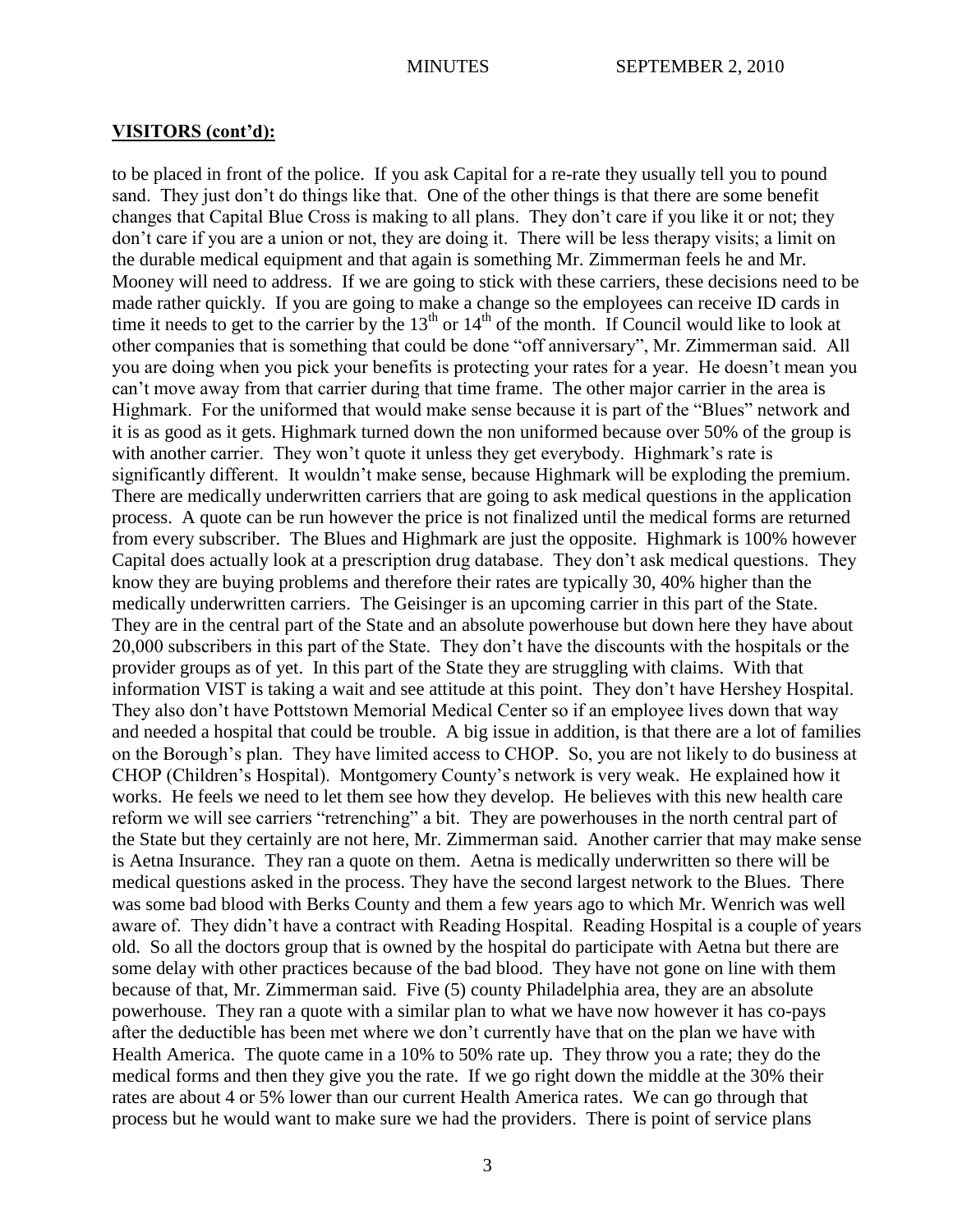## **VISITORS (cont'd):**

to be placed in front of the police. If you ask Capital for a re-rate they usually tell you to pound sand. They just don't do things like that. One of the other things is that there are some benefit changes that Capital Blue Cross is making to all plans. They don't care if you like it or not; they don't care if you are a union or not, they are doing it. There will be less therapy visits; a limit on the durable medical equipment and that again is something Mr. Zimmerman feels he and Mr. Mooney will need to address. If we are going to stick with these carriers, these decisions need to be made rather quickly. If you are going to make a change so the employees can receive ID cards in time it needs to get to the carrier by the 13th or 14th of the month. If Council would like to look at other companies that is something that could be done "off anniversary", Mr. Zimmerman said. All you are doing when you pick your benefits is protecting your rates for a year. He doesn't mean you can't move away from that carrier during that time frame. The other major carrier in the area is Highmark. For the uniformed that would make sense because it is part of the "Blues" network and it is as good as it gets. Highmark turned down the non uniformed because over 50% of the group is with another carrier. They won't quote it unless they get everybody. Highmark's rate is significantly different. It wouldn't make sense, because Highmark will be exploding the premium. There are medically underwritten carriers that are going to ask medical questions in the application process. A quote can be run however the price is not finalized until the medical forms are returned from every subscriber. The Blues and Highmark are just the opposite. Highmark is 100% however Capital does actually look at a prescription drug database. They don't ask medical questions. They know they are buying problems and therefore their rates are typically 30, 40% higher than the medically underwritten carriers. The Geisinger is an upcoming carrier in this part of the State. They are in the central part of the State and an absolute powerhouse but down here they have about 20,000 subscribers in this part of the State. They don't have the discounts with the hospitals or the provider groups as of yet. In this part of the State they are struggling with claims. With that information VIST is taking a wait and see attitude at this point. They don't have Hershey Hospital. They also don't have Pottstown Memorial Medical Center so if an employee lives down that way and needed a hospital that could be trouble. A big issue in addition, is that there are a lot of families on the Borough's plan. They have limited access to CHOP. So, you are not likely to do business at CHOP (Children's Hospital). Montgomery County's network is very weak. He explained how it works. He feels we need to let them see how they develop. He believes with this new health care reform we will see carriers "retrenching" a bit. They are powerhouses in the north central part of the State but they certainly are not here, Mr. Zimmerman said. Another carrier that may make sense is Aetna Insurance. They ran a quote on them. Aetna is medically underwritten so there will be medical questions asked in the process. They have the second largest network to the Blues. There was some bad blood with Berks County and them a few years ago to which Mr. Wenrich was well aware of. They didn't have a contract with Reading Hospital. Reading Hospital is a couple of years old. So all the doctors group that is owned by the hospital do participate with Aetna but there are some delay with other practices because of the bad blood. They have not gone on line with them because of that, Mr. Zimmerman said. Five (5) county Philadelphia area, they are an absolute powerhouse. They ran a quote with a similar plan to what we have now however it has co-pays after the deductible has been met where we don't currently have that on the plan we have with Health America. The quote came in a 10% to 50% rate up. They throw you a rate; they do the medical forms and then they give you the rate. If we go right down the middle at the 30% their rates are about 4 or 5% lower than our current Health America rates. We can go through that process but he would want to make sure we had the providers. There is point of service plans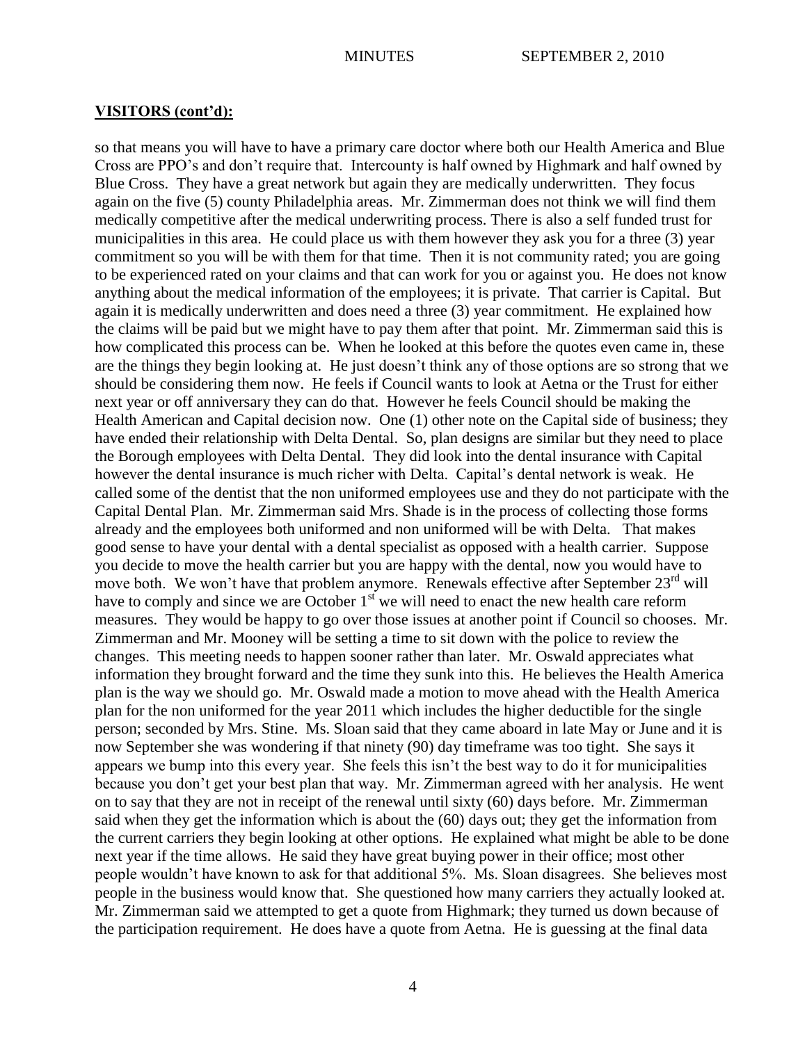## VISITORS (cont'd):

so that means you will have to have a primary care doctor where both our Health America and Blue Cross are PPO's and don't require that. Intercounty is half owned by Highmark and half owned by Blue Cross. They have a great network but again they are medically underwritten. They focus again on the five (5) county Philadelphia areas. Mr. Zimmerman does not think we will find them medically competitive after the medical underwriting process. There is also a self funded trust for municipalities in this area. He could place us with them however they ask you for a three (3) year commitment so you will be with them for that time. Then it is not community rated; you are going to be experienced rated on your claims and that can work for you or against you. He does not know anything about the medical information of the employees; it is private. That carrier is Capital. But again it is medically underwritten and does need a three (3) year commitment. He explained how the claims will be paid but we might have to pay them after that point. Mr. Zimmerman said this is how complicated this process can be. When he looked at this before the quotes even came in, these are the things they begin looking at. He just doesn't think any of those options are so strong that we should be considering them now. He feels if Council wants to look at Aetna or the Trust for either next year or off anniversary they can do that. However he feels Council should be making the Health American and Capital decision now. One (1) other note on the Capital side of business; they have ended their relationship with Delta Dental. So, plan designs are similar but they need to place the Borough employees with Delta Dental. They did look into the dental insurance with Capital however the dental insurance is much richer with Delta. Capital's dental network is weak. He called some of the dentist that the non uniformed employees use and they do not participate with the Capital Dental Plan. Mr. Zimmerman said Mrs. Shade is in the process of collecting those forms already and the employees both uniformed and non uniformed will be with Delta. That makes good sense to have your dental with a dental specialist as opposed with a health carrier. Suppose you decide to move the health carrier but you are happy with the dental, now you would have to move both. We won't have that problem anymore. Renewals effective after September 23rd will have to comply and since we are October 1st we will need to enact the new health care reform measures. They would be happy to go over those issues at another point if Council so chooses. Mr. Zimmerman and Mr. Mooney will be setting a time to sit down with the police to review the changes. This meeting needs to happen sooner rather than later. Mr. Oswald appreciates what information they brought forward and the time they sunk into this. He believes the Health America plan is the way we should go. Mr. Oswald made a motion to move ahead with the Health America plan for the non uniformed for the year 2011 which includes the higher deductible for the single person; seconded by Mrs. Stine. Ms. Sloan said that they came aboard in late May or June and it is now September she was wondering if that ninety (90) day timeframe was too tight. She says it appears we bump into this every year. She feels this isn't the best way to do it for municipalities because you don't get your best plan that way. Mr. Zimmerman agreed with her analysis. He went on to say that they are not in receipt of the renewal until sixty (60) days before. Mr. Zimmerman said when they get the information which is about the (60) days out; they get the information from the current carriers they begin looking at other options. He explained what might be able to be done next year if the time allows. He said they have great buying power in their office; most other people wouldn't have known to ask for that additional 5%. Ms. Sloan disagrees. She believes most people in the business would know that. She questioned how many carriers they actually looked at. Mr. Zimmerman said we attempted to get a quote from Highmark; they turned us down because of the participation requirement. He does have a quote from Aetna. He is guessing at the final data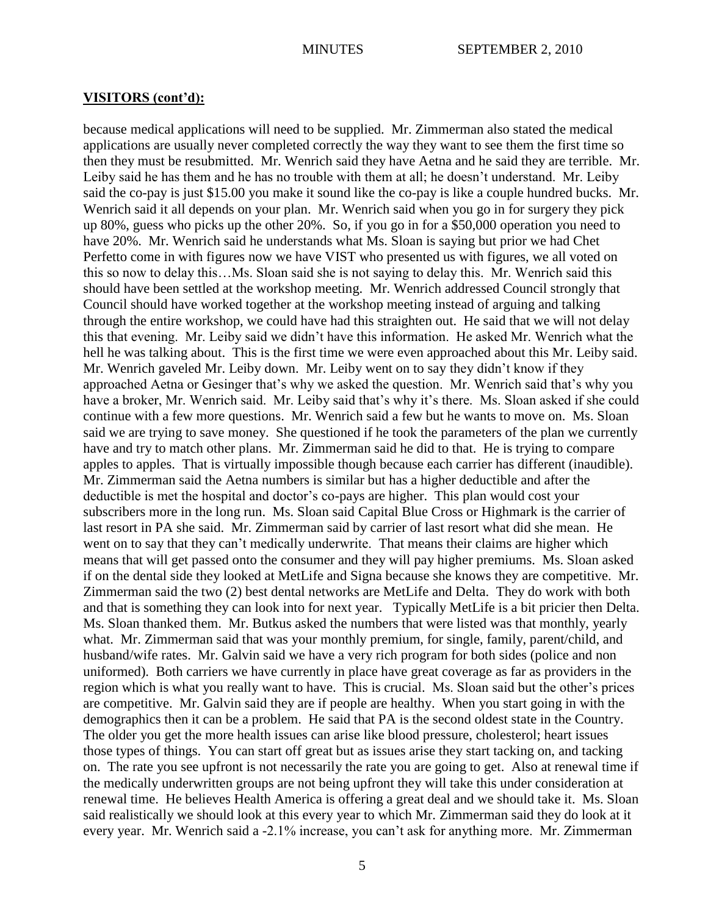## VISITORS (cont'd):

because medical applications will need to be supplied. Mr. Zimmerman also stated the medical applications are usually never completed correctly the way they want to see them the first time so then they must be resubmitted. Mr. Wenrich said they have Aetna and he said they are terrible. Mr. Leiby said he has them and he has no trouble with them at all; he doesn't understand. Mr. Leiby said the co-pay is just $15.00 you make it sound like the co-pay is like a couple hundred bucks. Mr. Wenrich said it all depends on your plan. Mr. Wenrich said when you go in for surgery they pick up 80%, guess who picks up the other 20%. So, if you go in for a $50,000 operation you need to have 20%. Mr. Wenrich said he understands what Ms. Sloan is saying but prior we had Chet Perfetto come in with figures now we have VIST who presented us with figures, we all voted on this so now to delay this…Ms. Sloan said she is not saying to delay this. Mr. Wenrich said this should have been settled at the workshop meeting. Mr. Wenrich addressed Council strongly that Council should have worked together at the workshop meeting instead of arguing and talking through the entire workshop, we could have had this straighten out. He said that we will not delay this that evening. Mr. Leiby said we didn't have this information. He asked Mr. Wenrich what the hell he was talking about. This is the first time we were even approached about this Mr. Leiby said. Mr. Wenrich gaveled Mr. Leiby down. Mr. Leiby went on to say they didn't know if they approached Aetna or Gesinger that's why we asked the question. Mr. Wenrich said that's why you have a broker, Mr. Wenrich said. Mr. Leiby said that's why it's there. Ms. Sloan asked if she could continue with a few more questions. Mr. Wenrich said a few but he wants to move on. Ms. Sloan said we are trying to save money. She questioned if he took the parameters of the plan we currently have and try to match other plans. Mr. Zimmerman said he did to that. He is trying to compare apples to apples. That is virtually impossible though because each carrier has different (inaudible). Mr. Zimmerman said the Aetna numbers is similar but has a higher deductible and after the deductible is met the hospital and doctor's co-pays are higher. This plan would cost your subscribers more in the long run. Ms. Sloan said Capital Blue Cross or Highmark is the carrier of last resort in PA she said. Mr. Zimmerman said by carrier of last resort what did she mean. He went on to say that they can't medically underwrite. That means their claims are higher which means that will get passed onto the consumer and they will pay higher premiums. Ms. Sloan asked if on the dental side they looked at MetLife and Signa because she knows they are competitive. Mr. Zimmerman said the two (2) best dental networks are MetLife and Delta. They do work with both and that is something they can look into for next year. Typically MetLife is a bit pricier then Delta. Ms. Sloan thanked them. Mr. Butkus asked the numbers that were listed was that monthly, yearly what. Mr. Zimmerman said that was your monthly premium, for single, family, parent/child, and husband/wife rates. Mr. Galvin said we have a very rich program for both sides (police and non uniformed). Both carriers we have currently in place have great coverage as far as providers in the region which is what you really want to have. This is crucial. Ms. Sloan said but the other's prices are competitive. Mr. Galvin said they are if people are healthy. When you start going in with the demographics then it can be a problem. He said that PA is the second oldest state in the Country. The older you get the more health issues can arise like blood pressure, cholesterol; heart issues those types of things. You can start off great but as issues arise they start tacking on, and tacking on. The rate you see upfront is not necessarily the rate you are going to get. Also at renewal time if the medically underwritten groups are not being upfront they will take this under consideration at renewal time. He believes Health America is offering a great deal and we should take it. Ms. Sloan said realistically we should look at this every year to which Mr. Zimmerman said they do look at it every year. Mr. Wenrich said a -2.1% increase, you can't ask for anything more. Mr. Zimmerman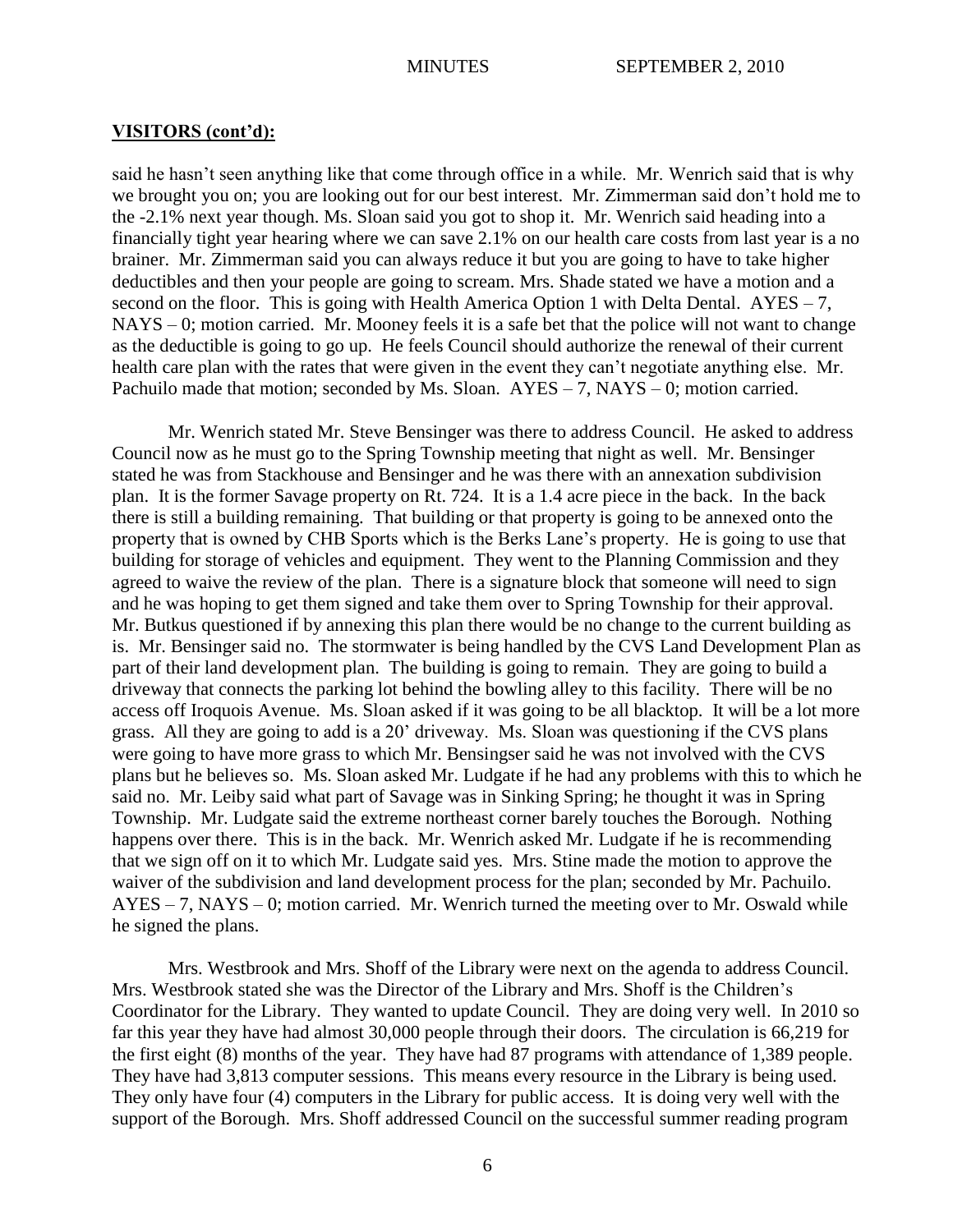## VISITORS (cont'd):

said he hasn't seen anything like that come through office in a while. Mr. Wenrich said that is why we brought you on; you are looking out for our best interest. Mr. Zimmerman said don't hold me to the -2.1% next year though. Ms. Sloan said you got to shop it. Mr. Wenrich said heading into a financially tight year hearing where we can save 2.1% on our health care costs from last year is a no brainer. Mr. Zimmerman said you can always reduce it but you are going to have to take higher deductibles and then your people are going to scream. Mrs. Shade stated we have a motion and a second on the floor. This is going with Health America Option 1 with Delta Dental. AYES – 7, NAYS – 0; motion carried. Mr. Mooney feels it is a safe bet that the police will not want to change as the deductible is going to go up. He feels Council should authorize the renewal of their current health care plan with the rates that were given in the event they can't negotiate anything else. Mr. Pachuilo made that motion; seconded by Ms. Sloan. AYES – 7, NAYS – 0; motion carried.

Mr. Wenrich stated Mr. Steve Bensinger was there to address Council. He asked to address Council now as he must go to the Spring Township meeting that night as well. Mr. Bensinger stated he was from Stackhouse and Bensinger and he was there with an annexation subdivision plan. It is the former Savage property on Rt. 724. It is a 1.4 acre piece in the back. In the back there is still a building remaining. That building or that property is going to be annexed onto the property that is owned by CHB Sports which is the Berks Lane's property. He is going to use that building for storage of vehicles and equipment. They went to the Planning Commission and they agreed to waive the review of the plan. There is a signature block that someone will need to sign and he was hoping to get them signed and take them over to Spring Township for their approval. Mr. Butkus questioned if by annexing this plan there would be no change to the current building as is. Mr. Bensinger said no. The stormwater is being handled by the CVS Land Development Plan as part of their land development plan. The building is going to remain. They are going to build a driveway that connects the parking lot behind the bowling alley to this facility. There will be no access off Iroquois Avenue. Ms. Sloan asked if it was going to be all blacktop. It will be a lot more grass. All they are going to add is a 20' driveway. Ms. Sloan was questioning if the CVS plans were going to have more grass to which Mr. Bensingser said he was not involved with the CVS plans but he believes so. Ms. Sloan asked Mr. Ludgate if he had any problems with this to which he said no. Mr. Leiby said what part of Savage was in Sinking Spring; he thought it was in Spring Township. Mr. Ludgate said the extreme northeast corner barely touches the Borough. Nothing happens over there. This is in the back. Mr. Wenrich asked Mr. Ludgate if he is recommending that we sign off on it to which Mr. Ludgate said yes. Mrs. Stine made the motion to approve the waiver of the subdivision and land development process for the plan; seconded by Mr. Pachuilo. AYES – 7, NAYS – 0; motion carried. Mr. Wenrich turned the meeting over to Mr. Oswald while he signed the plans.

Mrs. Westbrook and Mrs. Shoff of the Library were next on the agenda to address Council. Mrs. Westbrook stated she was the Director of the Library and Mrs. Shoff is the Children's Coordinator for the Library. They wanted to update Council. They are doing very well. In 2010 so far this year they have had almost 30,000 people through their doors. The circulation is 66,219 for the first eight (8) months of the year. They have had 87 programs with attendance of 1,389 people. They have had 3,813 computer sessions. This means every resource in the Library is being used. They only have four (4) computers in the Library for public access. It is doing very well with the support of the Borough. Mrs. Shoff addressed Council on the successful summer reading program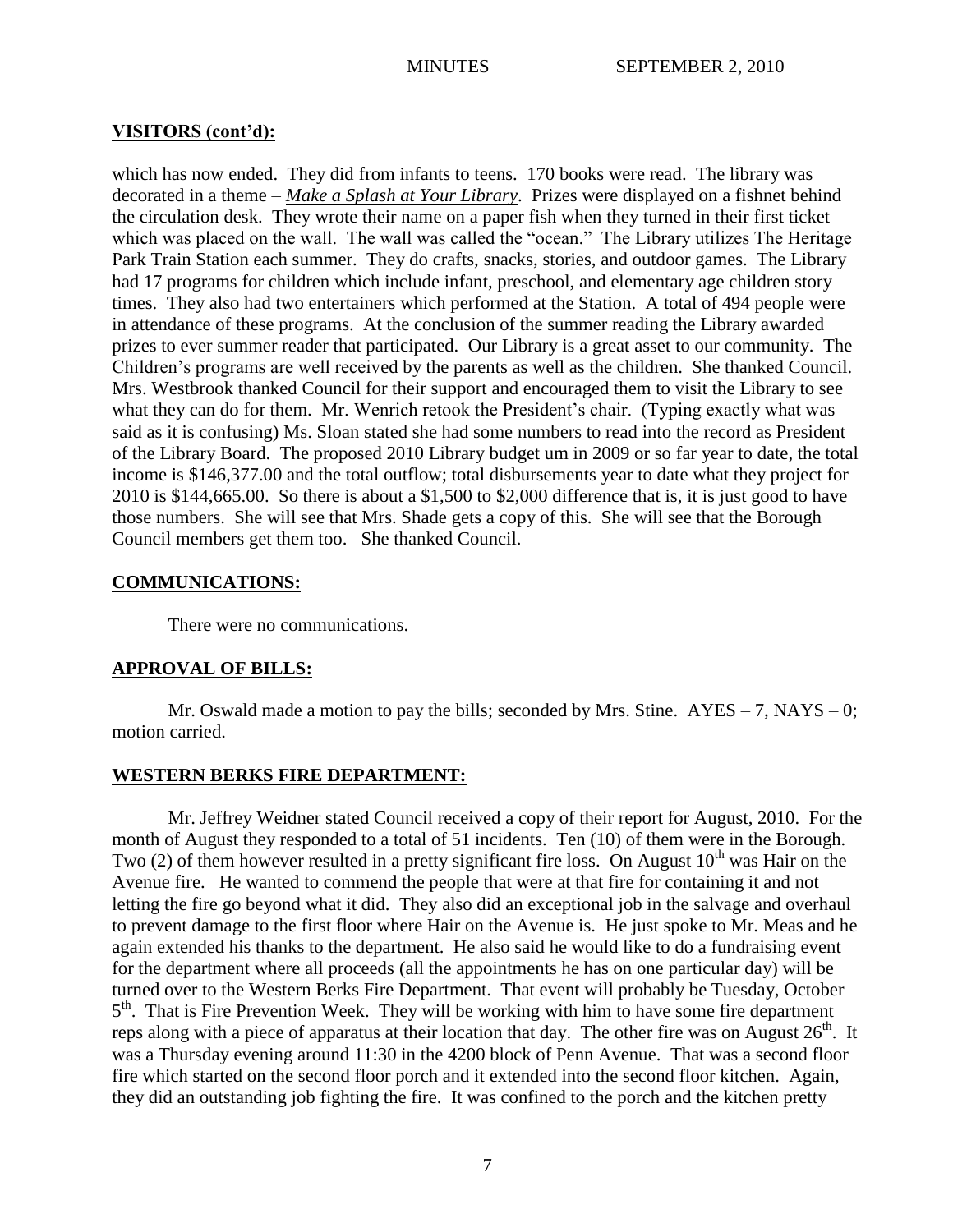## VISITORS (cont'd):

which has now ended. They did from infants to teens. 170 books were read. The library was decorated in a theme – ***Make a Splash at Your Library***. Prizes were displayed on a fishnet behind the circulation desk. They wrote their name on a paper fish when they turned in their first ticket which was placed on the wall. The wall was called the "ocean." The Library utilizes The Heritage Park Train Station each summer. They do crafts, snacks, stories, and outdoor games. The Library had 17 programs for children which include infant, preschool, and elementary age children story times. They also had two entertainers which performed at the Station. A total of 494 people were in attendance of these programs. At the conclusion of the summer reading the Library awarded prizes to ever summer reader that participated. Our Library is a great asset to our community. The Children's programs are well received by the parents as well as the children. She thanked Council. Mrs. Westbrook thanked Council for their support and encouraged them to visit the Library to see what they can do for them. Mr. Wenrich retook the President's chair. (Typing exactly what was said as it is confusing) Ms. Sloan stated she had some numbers to read into the record as President of the Library Board. The proposed 2010 Library budget um in 2009 or so far year to date, the total income is $146,377.00 and the total outflow; total disbursements year to date what they project for 2010 is $144,665.00. So there is about a $1,500 to $2,000 difference that is, it is just good to have those numbers. She will see that Mrs. Shade gets a copy of this. She will see that the Borough Council members get them too. She thanked Council.

## COMMUNICATIONS:

There were no communications.

## APPROVAL OF BILLS:

Mr. Oswald made a motion to pay the bills; seconded by Mrs. Stine. AYES – 7, NAYS – 0; motion carried.

## WESTERN BERKS FIRE DEPARTMENT:

Mr. Jeffrey Weidner stated Council received a copy of their report for August, 2010. For the month of August they responded to a total of 51 incidents. Ten (10) of them were in the Borough. Two (2) of them however resulted in a pretty significant fire loss. On August 10th was Hair on the Avenue fire. He wanted to commend the people that were at that fire for containing it and not letting the fire go beyond what it did. They also did an exceptional job in the salvage and overhaul to prevent damage to the first floor where Hair on the Avenue is. He just spoke to Mr. Meas and he again extended his thanks to the department. He also said he would like to do a fundraising event for the department where all proceeds (all the appointments he has on one particular day) will be turned over to the Western Berks Fire Department. That event will probably be Tuesday, October 5th. That is Fire Prevention Week. They will be working with him to have some fire department reps along with a piece of apparatus at their location that day. The other fire was on August 26th. It was a Thursday evening around 11:30 in the 4200 block of Penn Avenue. That was a second floor fire which started on the second floor porch and it extended into the second floor kitchen. Again, they did an outstanding job fighting the fire. It was confined to the porch and the kitchen pretty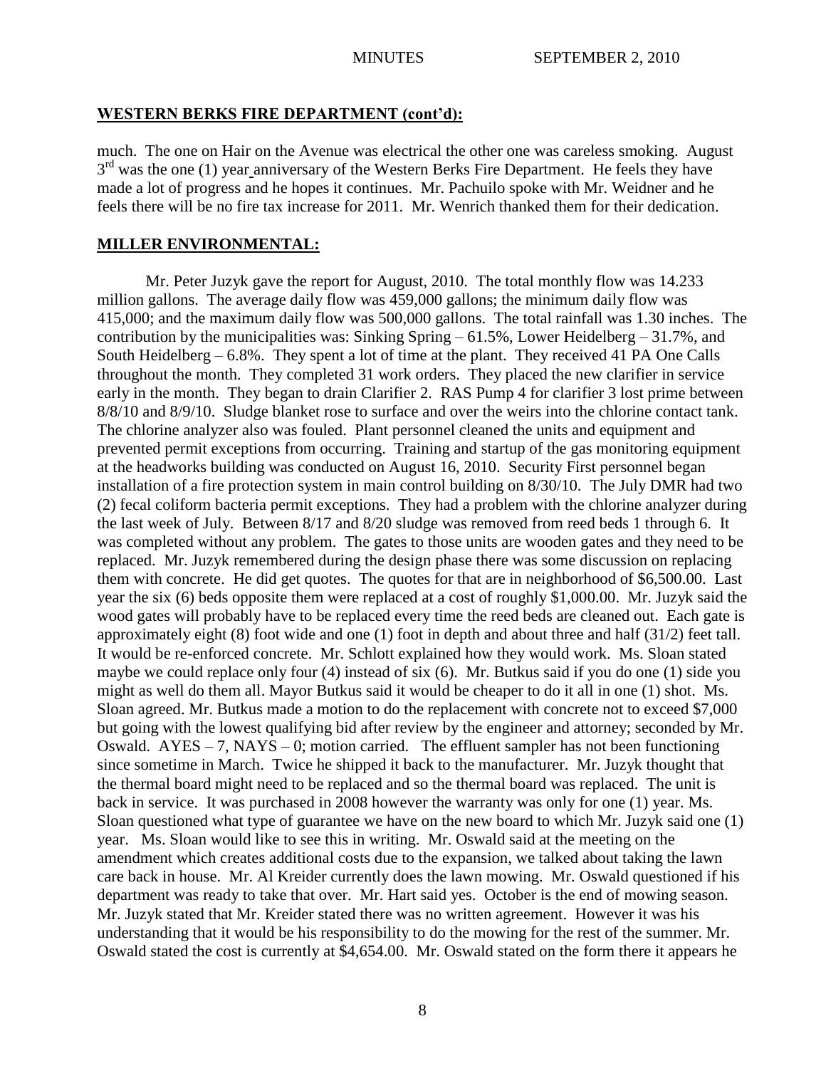## WESTERN BERKS FIRE DEPARTMENT (cont'd):

much. The one on Hair on the Avenue was electrical the other one was careless smoking. August 3rd was the one (1) year anniversary of the Western Berks Fire Department. He feels they have made a lot of progress and he hopes it continues. Mr. Pachuilo spoke with Mr. Weidner and he feels there will be no fire tax increase for 2011. Mr. Wenrich thanked them for their dedication.

## MILLER ENVIRONMENTAL:

Mr. Peter Juzyk gave the report for August, 2010. The total monthly flow was 14.233 million gallons. The average daily flow was 459,000 gallons; the minimum daily flow was 415,000; and the maximum daily flow was 500,000 gallons. The total rainfall was 1.30 inches. The contribution by the municipalities was: Sinking Spring – 61.5%, Lower Heidelberg – 31.7%, and South Heidelberg – 6.8%. They spent a lot of time at the plant. They received 41 PA One Calls throughout the month. They completed 31 work orders. They placed the new clarifier in service early in the month. They began to drain Clarifier 2. RAS Pump 4 for clarifier 3 lost prime between 8/8/10 and 8/9/10. Sludge blanket rose to surface and over the weirs into the chlorine contact tank. The chlorine analyzer also was fouled. Plant personnel cleaned the units and equipment and prevented permit exceptions from occurring. Training and startup of the gas monitoring equipment at the headworks building was conducted on August 16, 2010. Security First personnel began installation of a fire protection system in main control building on 8/30/10. The July DMR had two (2) fecal coliform bacteria permit exceptions. They had a problem with the chlorine analyzer during the last week of July. Between 8/17 and 8/20 sludge was removed from reed beds 1 through 6. It was completed without any problem. The gates to those units are wooden gates and they need to be replaced. Mr. Juzyk remembered during the design phase there was some discussion on replacing them with concrete. He did get quotes. The quotes for that are in neighborhood of $6,500.00. Last year the six (6) beds opposite them were replaced at a cost of roughly $1,000.00. Mr. Juzyk said the wood gates will probably have to be replaced every time the reed beds are cleaned out. Each gate is approximately eight (8) foot wide and one (1) foot in depth and about three and half (31/2) feet tall. It would be re-enforced concrete. Mr. Schlott explained how they would work. Ms. Sloan stated maybe we could replace only four (4) instead of six (6). Mr. Butkus said if you do one (1) side you might as well do them all. Mayor Butkus said it would be cheaper to do it all in one (1) shot. Ms. Sloan agreed. Mr. Butkus made a motion to do the replacement with concrete not to exceed $7,000 but going with the lowest qualifying bid after review by the engineer and attorney; seconded by Mr. Oswald. AYES – 7, NAYS – 0; motion carried. The effluent sampler has not been functioning since sometime in March. Twice he shipped it back to the manufacturer. Mr. Juzyk thought that the thermal board might need to be replaced and so the thermal board was replaced. The unit is back in service. It was purchased in 2008 however the warranty was only for one (1) year. Ms. Sloan questioned what type of guarantee we have on the new board to which Mr. Juzyk said one (1) year. Ms. Sloan would like to see this in writing. Mr. Oswald said at the meeting on the amendment which creates additional costs due to the expansion, we talked about taking the lawn care back in house. Mr. Al Kreider currently does the lawn mowing. Mr. Oswald questioned if his department was ready to take that over. Mr. Hart said yes. October is the end of mowing season. Mr. Juzyk stated that Mr. Kreider stated there was no written agreement. However it was his understanding that it would be his responsibility to do the mowing for the rest of the summer. Mr. Oswald stated the cost is currently at $4,654.00. Mr. Oswald stated on the form there it appears he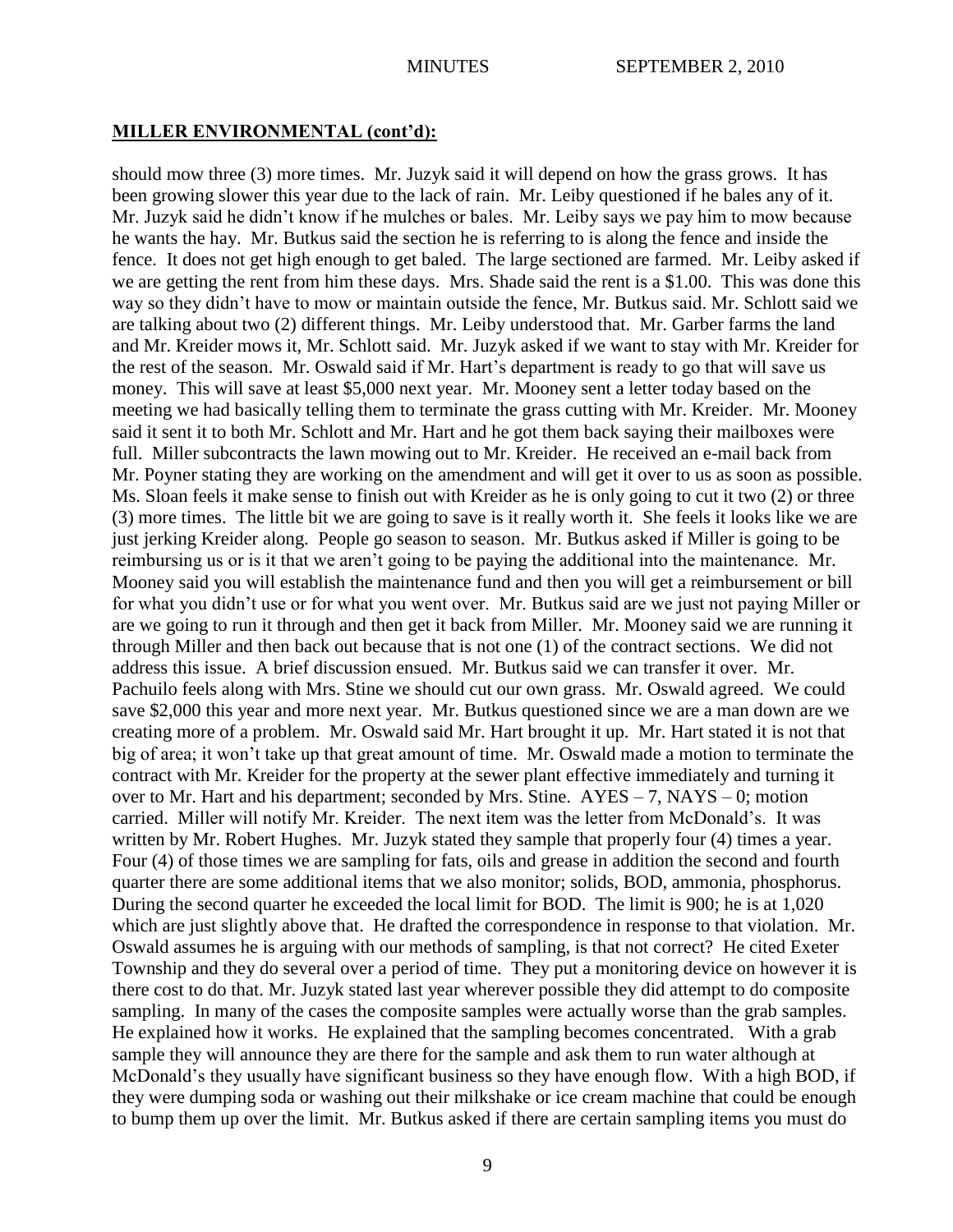## **MILLER ENVIRONMENTAL (cont'd):**

should mow three (3) more times. Mr. Juzyk said it will depend on how the grass grows. It has been growing slower this year due to the lack of rain. Mr. Leiby questioned if he bales any of it. Mr. Juzyk said he didn't know if he mulches or bales. Mr. Leiby says we pay him to mow because he wants the hay. Mr. Butkus said the section he is referring to is along the fence and inside the fence. It does not get high enough to get baled. The large sectioned are farmed. Mr. Leiby asked if we are getting the rent from him these days. Mrs. Shade said the rent is a $1.00. This was done this way so they didn't have to mow or maintain outside the fence, Mr. Butkus said. Mr. Schlott said we are talking about two (2) different things. Mr. Leiby understood that. Mr. Garber farms the land and Mr. Kreider mows it, Mr. Schlott said. Mr. Juzyk asked if we want to stay with Mr. Kreider for the rest of the season. Mr. Oswald said if Mr. Hart's department is ready to go that will save us money. This will save at least $5,000 next year. Mr. Mooney sent a letter today based on the meeting we had basically telling them to terminate the grass cutting with Mr. Kreider. Mr. Mooney said it sent it to both Mr. Schlott and Mr. Hart and he got them back saying their mailboxes were full. Miller subcontracts the lawn mowing out to Mr. Kreider. He received an e-mail back from Mr. Poyner stating they are working on the amendment and will get it over to us as soon as possible. Ms. Sloan feels it make sense to finish out with Kreider as he is only going to cut it two (2) or three (3) more times. The little bit we are going to save is it really worth it. She feels it looks like we are just jerking Kreider along. People go season to season. Mr. Butkus asked if Miller is going to be reimbursing us or is it that we aren't going to be paying the additional into the maintenance. Mr. Mooney said you will establish the maintenance fund and then you will get a reimbursement or bill for what you didn't use or for what you went over. Mr. Butkus said are we just not paying Miller or are we going to run it through and then get it back from Miller. Mr. Mooney said we are running it through Miller and then back out because that is not one (1) of the contract sections. We did not address this issue. A brief discussion ensued. Mr. Butkus said we can transfer it over. Mr. Pachuilo feels along with Mrs. Stine we should cut our own grass. Mr. Oswald agreed. We could save $2,000 this year and more next year. Mr. Butkus questioned since we are a man down are we creating more of a problem. Mr. Oswald said Mr. Hart brought it up. Mr. Hart stated it is not that big of area; it won't take up that great amount of time. Mr. Oswald made a motion to terminate the contract with Mr. Kreider for the property at the sewer plant effective immediately and turning it over to Mr. Hart and his department; seconded by Mrs. Stine. AYES – 7, NAYS – 0; motion carried. Miller will notify Mr. Kreider. The next item was the letter from McDonald's. It was written by Mr. Robert Hughes. Mr. Juzyk stated they sample that properly four (4) times a year. Four (4) of those times we are sampling for fats, oils and grease in addition the second and fourth quarter there are some additional items that we also monitor; solids, BOD, ammonia, phosphorus. During the second quarter he exceeded the local limit for BOD. The limit is 900; he is at 1,020 which are just slightly above that. He drafted the correspondence in response to that violation. Mr. Oswald assumes he is arguing with our methods of sampling, is that not correct? He cited Exeter Township and they do several over a period of time. They put a monitoring device on however it is there cost to do that. Mr. Juzyk stated last year wherever possible they did attempt to do composite sampling. In many of the cases the composite samples were actually worse than the grab samples. He explained how it works. He explained that the sampling becomes concentrated. With a grab sample they will announce they are there for the sample and ask them to run water although at McDonald's they usually have significant business so they have enough flow. With a high BOD, if they were dumping soda or washing out their milkshake or ice cream machine that could be enough to bump them up over the limit. Mr. Butkus asked if there are certain sampling items you must do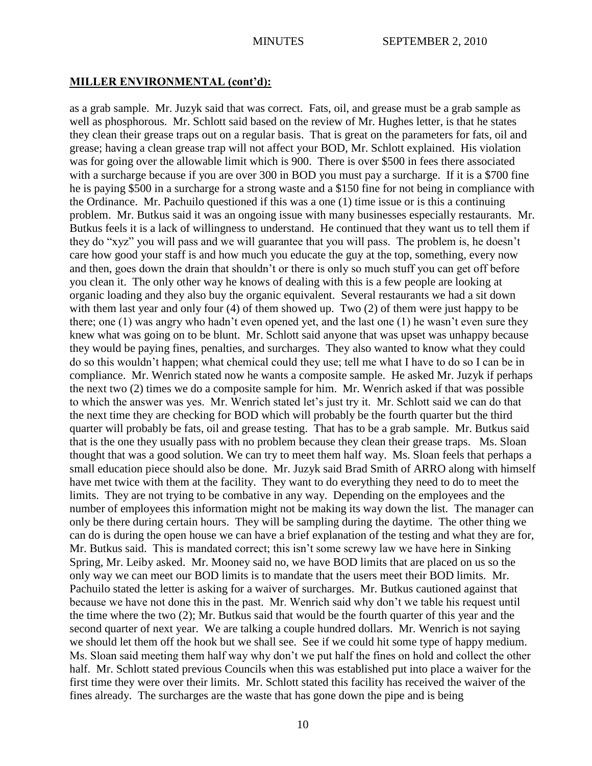**MILLER ENVIRONMENTAL (cont'd):**

as a grab sample. Mr. Juzyk said that was correct. Fats, oil, and grease must be a grab sample as well as phosphorous. Mr. Schlott said based on the review of Mr. Hughes letter, is that he states they clean their grease traps out on a regular basis. That is great on the parameters for fats, oil and grease; having a clean grease trap will not affect your BOD, Mr. Schlott explained. His violation was for going over the allowable limit which is 900. There is over $500 in fees there associated with a surcharge because if you are over 300 in BOD you must pay a surcharge. If it is a $700 fine he is paying $500 in a surcharge for a strong waste and a $150 fine for not being in compliance with the Ordinance. Mr. Pachuilo questioned if this was a one (1) time issue or is this a continuing problem. Mr. Butkus said it was an ongoing issue with many businesses especially restaurants. Mr. Butkus feels it is a lack of willingness to understand. He continued that they want us to tell them if they do "xyz" you will pass and we will guarantee that you will pass. The problem is, he doesn't care how good your staff is and how much you educate the guy at the top, something, every now and then, goes down the drain that shouldn't or there is only so much stuff you can get off before you clean it. The only other way he knows of dealing with this is a few people are looking at organic loading and they also buy the organic equivalent. Several restaurants we had a sit down with them last year and only four (4) of them showed up. Two (2) of them were just happy to be there; one (1) was angry who hadn't even opened yet, and the last one (1) he wasn't even sure they knew what was going on to be blunt. Mr. Schlott said anyone that was upset was unhappy because they would be paying fines, penalties, and surcharges. They also wanted to know what they could do so this wouldn't happen; what chemical could they use; tell me what I have to do so I can be in compliance. Mr. Wenrich stated now he wants a composite sample. He asked Mr. Juzyk if perhaps the next two (2) times we do a composite sample for him. Mr. Wenrich asked if that was possible to which the answer was yes. Mr. Wenrich stated let's just try it. Mr. Schlott said we can do that the next time they are checking for BOD which will probably be the fourth quarter but the third quarter will probably be fats, oil and grease testing. That has to be a grab sample. Mr. Butkus said that is the one they usually pass with no problem because they clean their grease traps. Ms. Sloan thought that was a good solution. We can try to meet them half way. Ms. Sloan feels that perhaps a small education piece should also be done. Mr. Juzyk said Brad Smith of ARRO along with himself have met twice with them at the facility. They want to do everything they need to do to meet the limits. They are not trying to be combative in any way. Depending on the employees and the number of employees this information might not be making its way down the list. The manager can only be there during certain hours. They will be sampling during the daytime. The other thing we can do is during the open house we can have a brief explanation of the testing and what they are for, Mr. Butkus said. This is mandated correct; this isn't some screwy law we have here in Sinking Spring, Mr. Leiby asked. Mr. Mooney said no, we have BOD limits that are placed on us so the only way we can meet our BOD limits is to mandate that the users meet their BOD limits. Mr. Pachuilo stated the letter is asking for a waiver of surcharges. Mr. Butkus cautioned against that because we have not done this in the past. Mr. Wenrich said why don't we table his request until the time where the two (2); Mr. Butkus said that would be the fourth quarter of this year and the second quarter of next year. We are talking a couple hundred dollars. Mr. Wenrich is not saying we should let them off the hook but we shall see. See if we could hit some type of happy medium. Ms. Sloan said meeting them half way why don't we put half the fines on hold and collect the other half. Mr. Schlott stated previous Councils when this was established put into place a waiver for the first time they were over their limits. Mr. Schlott stated this facility has received the waiver of the fines already. The surcharges are the waste that has gone down the pipe and is being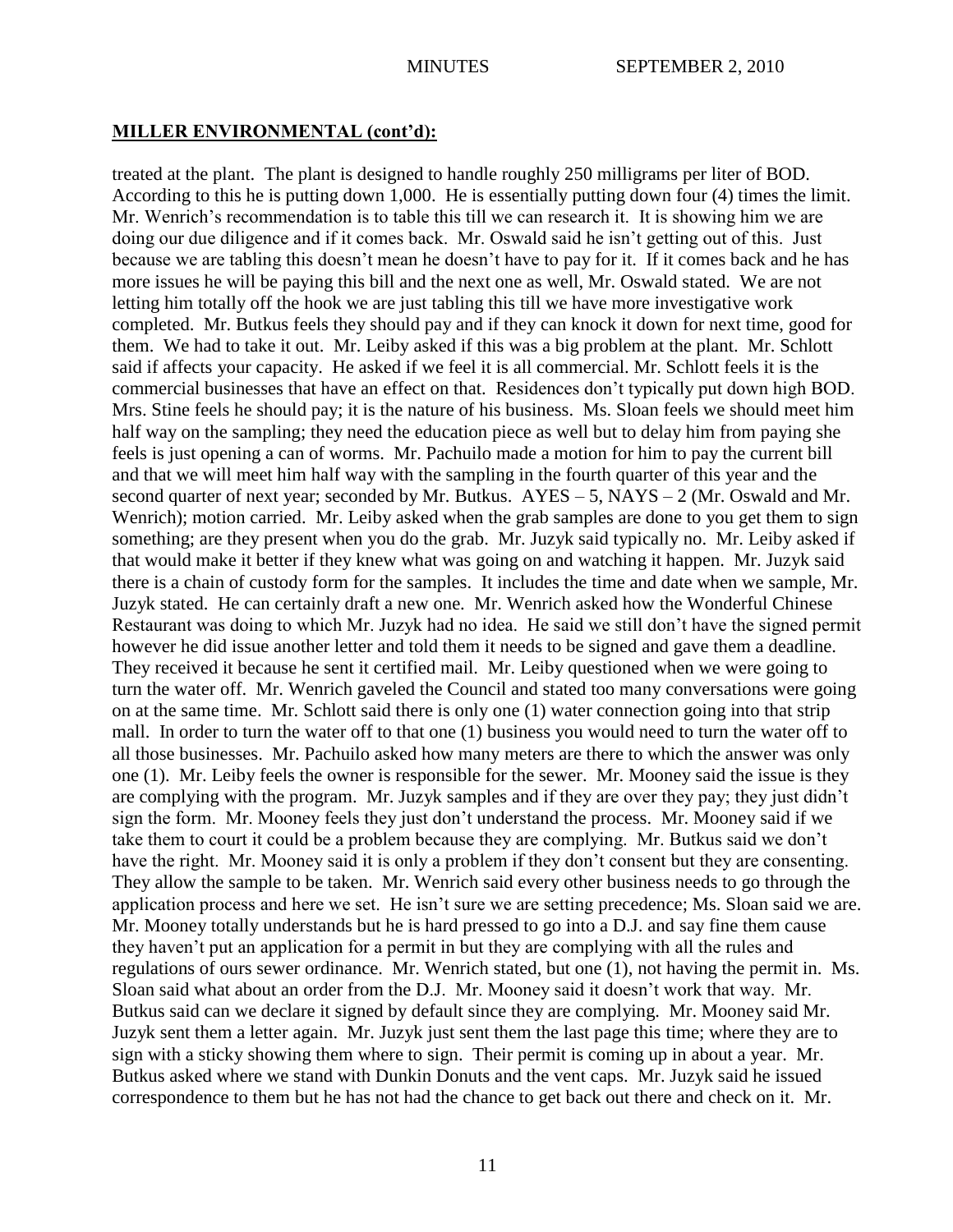## MILLER ENVIRONMENTAL (cont'd):

treated at the plant. The plant is designed to handle roughly 250 milligrams per liter of BOD. According to this he is putting down 1,000. He is essentially putting down four (4) times the limit. Mr. Wenrich's recommendation is to table this till we can research it. It is showing him we are doing our due diligence and if it comes back. Mr. Oswald said he isn't getting out of this. Just because we are tabling this doesn't mean he doesn't have to pay for it. If it comes back and he has more issues he will be paying this bill and the next one as well, Mr. Oswald stated. We are not letting him totally off the hook we are just tabling this till we have more investigative work completed. Mr. Butkus feels they should pay and if they can knock it down for next time, good for them. We had to take it out. Mr. Leiby asked if this was a big problem at the plant. Mr. Schlott said if affects your capacity. He asked if we feel it is all commercial. Mr. Schlott feels it is the commercial businesses that have an effect on that. Residences don't typically put down high BOD. Mrs. Stine feels he should pay; it is the nature of his business. Ms. Sloan feels we should meet him half way on the sampling; they need the education piece as well but to delay him from paying she feels is just opening a can of worms. Mr. Pachuilo made a motion for him to pay the current bill and that we will meet him half way with the sampling in the fourth quarter of this year and the second quarter of next year; seconded by Mr. Butkus. AYES – 5, NAYS – 2 (Mr. Oswald and Mr. Wenrich); motion carried. Mr. Leiby asked when the grab samples are done to you get them to sign something; are they present when you do the grab. Mr. Juzyk said typically no. Mr. Leiby asked if that would make it better if they knew what was going on and watching it happen. Mr. Juzyk said there is a chain of custody form for the samples. It includes the time and date when we sample, Mr. Juzyk stated. He can certainly draft a new one. Mr. Wenrich asked how the Wonderful Chinese Restaurant was doing to which Mr. Juzyk had no idea. He said we still don't have the signed permit however he did issue another letter and told them it needs to be signed and gave them a deadline. They received it because he sent it certified mail. Mr. Leiby questioned when we were going to turn the water off. Mr. Wenrich gaveled the Council and stated too many conversations were going on at the same time. Mr. Schlott said there is only one (1) water connection going into that strip mall. In order to turn the water off to that one (1) business you would need to turn the water off to all those businesses. Mr. Pachuilo asked how many meters are there to which the answer was only one (1). Mr. Leiby feels the owner is responsible for the sewer. Mr. Mooney said the issue is they are complying with the program. Mr. Juzyk samples and if they are over they pay; they just didn't sign the form. Mr. Mooney feels they just don't understand the process. Mr. Mooney said if we take them to court it could be a problem because they are complying. Mr. Butkus said we don't have the right. Mr. Mooney said it is only a problem if they don't consent but they are consenting. They allow the sample to be taken. Mr. Wenrich said every other business needs to go through the application process and here we set. He isn't sure we are setting precedence; Ms. Sloan said we are. Mr. Mooney totally understands but he is hard pressed to go into a D.J. and say fine them cause they haven't put an application for a permit in but they are complying with all the rules and regulations of ours sewer ordinance. Mr. Wenrich stated, but one (1), not having the permit in. Ms. Sloan said what about an order from the D.J. Mr. Mooney said it doesn't work that way. Mr. Butkus said can we declare it signed by default since they are complying. Mr. Mooney said Mr. Juzyk sent them a letter again. Mr. Juzyk just sent them the last page this time; where they are to sign with a sticky showing them where to sign. Their permit is coming up in about a year. Mr. Butkus asked where we stand with Dunkin Donuts and the vent caps. Mr. Juzyk said he issued correspondence to them but he has not had the chance to get back out there and check on it. Mr.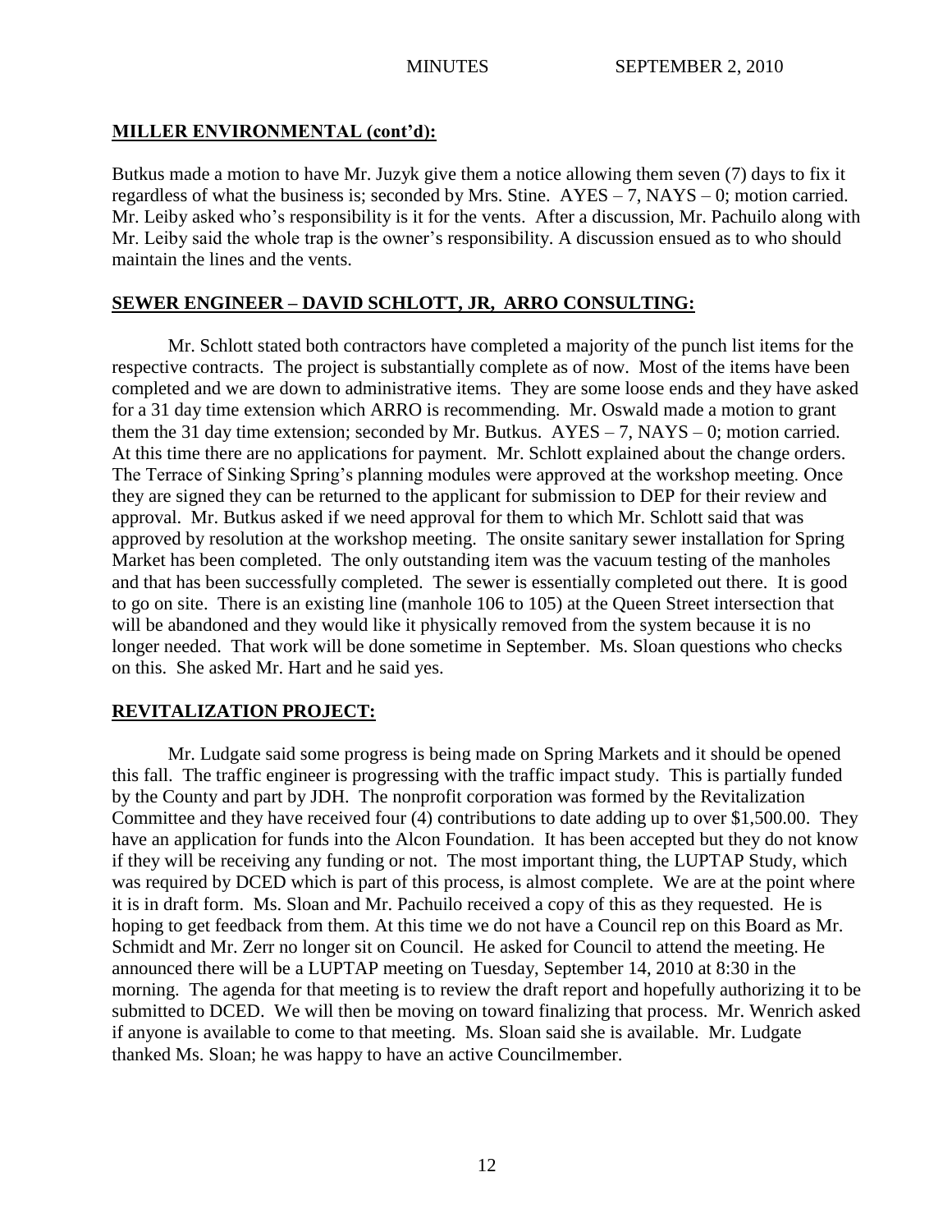## MILLER ENVIRONMENTAL (cont'd):

Butkus made a motion to have Mr. Juzyk give them a notice allowing them seven (7) days to fix it regardless of what the business is; seconded by Mrs. Stine. AYES – 7, NAYS – 0; motion carried. Mr. Leiby asked who's responsibility is it for the vents. After a discussion, Mr. Pachuilo along with Mr. Leiby said the whole trap is the owner's responsibility. A discussion ensued as to who should maintain the lines and the vents.

## SEWER ENGINEER – DAVID SCHLOTT, JR, ARRO CONSULTING:

Mr. Schlott stated both contractors have completed a majority of the punch list items for the respective contracts. The project is substantially complete as of now. Most of the items have been completed and we are down to administrative items. They are some loose ends and they have asked for a 31 day time extension which ARRO is recommending. Mr. Oswald made a motion to grant them the 31 day time extension; seconded by Mr. Butkus. AYES – 7, NAYS – 0; motion carried. At this time there are no applications for payment. Mr. Schlott explained about the change orders. The Terrace of Sinking Spring's planning modules were approved at the workshop meeting. Once they are signed they can be returned to the applicant for submission to DEP for their review and approval. Mr. Butkus asked if we need approval for them to which Mr. Schlott said that was approved by resolution at the workshop meeting. The onsite sanitary sewer installation for Spring Market has been completed. The only outstanding item was the vacuum testing of the manholes and that has been successfully completed. The sewer is essentially completed out there. It is good to go on site. There is an existing line (manhole 106 to 105) at the Queen Street intersection that will be abandoned and they would like it physically removed from the system because it is no longer needed. That work will be done sometime in September. Ms. Sloan questions who checks on this. She asked Mr. Hart and he said yes.

## REVITALIZATION PROJECT:

Mr. Ludgate said some progress is being made on Spring Markets and it should be opened this fall. The traffic engineer is progressing with the traffic impact study. This is partially funded by the County and part by JDH. The nonprofit corporation was formed by the Revitalization Committee and they have received four (4) contributions to date adding up to over $1,500.00. They have an application for funds into the Alcon Foundation. It has been accepted but they do not know if they will be receiving any funding or not. The most important thing, the LUPTAP Study, which was required by DCED which is part of this process, is almost complete. We are at the point where it is in draft form. Ms. Sloan and Mr. Pachuilo received a copy of this as they requested. He is hoping to get feedback from them. At this time we do not have a Council rep on this Board as Mr. Schmidt and Mr. Zerr no longer sit on Council. He asked for Council to attend the meeting. He announced there will be a LUPTAP meeting on Tuesday, September 14, 2010 at 8:30 in the morning. The agenda for that meeting is to review the draft report and hopefully authorizing it to be submitted to DCED. We will then be moving on toward finalizing that process. Mr. Wenrich asked if anyone is available to come to that meeting. Ms. Sloan said she is available. Mr. Ludgate thanked Ms. Sloan; he was happy to have an active Councilmember.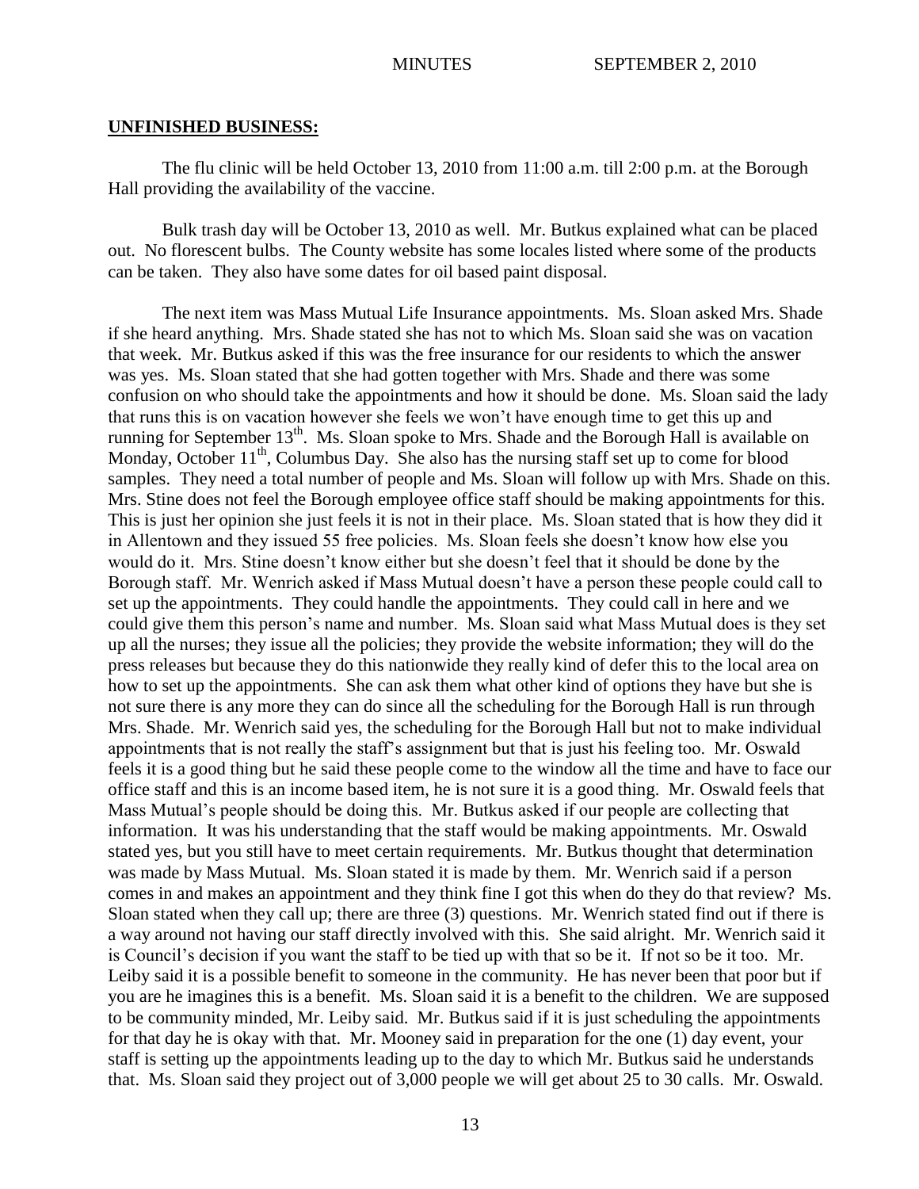**UNFINISHED BUSINESS:**

The flu clinic will be held October 13, 2010 from 11:00 a.m. till 2:00 p.m. at the Borough Hall providing the availability of the vaccine.

Bulk trash day will be October 13, 2010 as well. Mr. Butkus explained what can be placed out. No florescent bulbs. The County website has some locales listed where some of the products can be taken. They also have some dates for oil based paint disposal.

The next item was Mass Mutual Life Insurance appointments. Ms. Sloan asked Mrs. Shade if she heard anything. Mrs. Shade stated she has not to which Ms. Sloan said she was on vacation that week. Mr. Butkus asked if this was the free insurance for our residents to which the answer was yes. Ms. Sloan stated that she had gotten together with Mrs. Shade and there was some confusion on who should take the appointments and how it should be done. Ms. Sloan said the lady that runs this is on vacation however she feels we won't have enough time to get this up and running for September 13th. Ms. Sloan spoke to Mrs. Shade and the Borough Hall is available on Monday, October 11th, Columbus Day. She also has the nursing staff set up to come for blood samples. They need a total number of people and Ms. Sloan will follow up with Mrs. Shade on this. Mrs. Stine does not feel the Borough employee office staff should be making appointments for this. This is just her opinion she just feels it is not in their place. Ms. Sloan stated that is how they did it in Allentown and they issued 55 free policies. Ms. Sloan feels she doesn't know how else you would do it. Mrs. Stine doesn't know either but she doesn't feel that it should be done by the Borough staff. Mr. Wenrich asked if Mass Mutual doesn't have a person these people could call to set up the appointments. They could handle the appointments. They could call in here and we could give them this person's name and number. Ms. Sloan said what Mass Mutual does is they set up all the nurses; they issue all the policies; they provide the website information; they will do the press releases but because they do this nationwide they really kind of defer this to the local area on how to set up the appointments. She can ask them what other kind of options they have but she is not sure there is any more they can do since all the scheduling for the Borough Hall is run through Mrs. Shade. Mr. Wenrich said yes, the scheduling for the Borough Hall but not to make individual appointments that is not really the staff's assignment but that is just his feeling too. Mr. Oswald feels it is a good thing but he said these people come to the window all the time and have to face our office staff and this is an income based item, he is not sure it is a good thing. Mr. Oswald feels that Mass Mutual's people should be doing this. Mr. Butkus asked if our people are collecting that information. It was his understanding that the staff would be making appointments. Mr. Oswald stated yes, but you still have to meet certain requirements. Mr. Butkus thought that determination was made by Mass Mutual. Ms. Sloan stated it is made by them. Mr. Wenrich said if a person comes in and makes an appointment and they think fine I got this when do they do that review? Ms. Sloan stated when they call up; there are three (3) questions. Mr. Wenrich stated find out if there is a way around not having our staff directly involved with this. She said alright. Mr. Wenrich said it is Council's decision if you want the staff to be tied up with that so be it. If not so be it too. Mr. Leiby said it is a possible benefit to someone in the community. He has never been that poor but if you are he imagines this is a benefit. Ms. Sloan said it is a benefit to the children. We are supposed to be community minded, Mr. Leiby said. Mr. Butkus said if it is just scheduling the appointments for that day he is okay with that. Mr. Mooney said in preparation for the one (1) day event, your staff is setting up the appointments leading up to the day to which Mr. Butkus said he understands that. Ms. Sloan said they project out of 3,000 people we will get about 25 to 30 calls. Mr. Oswald.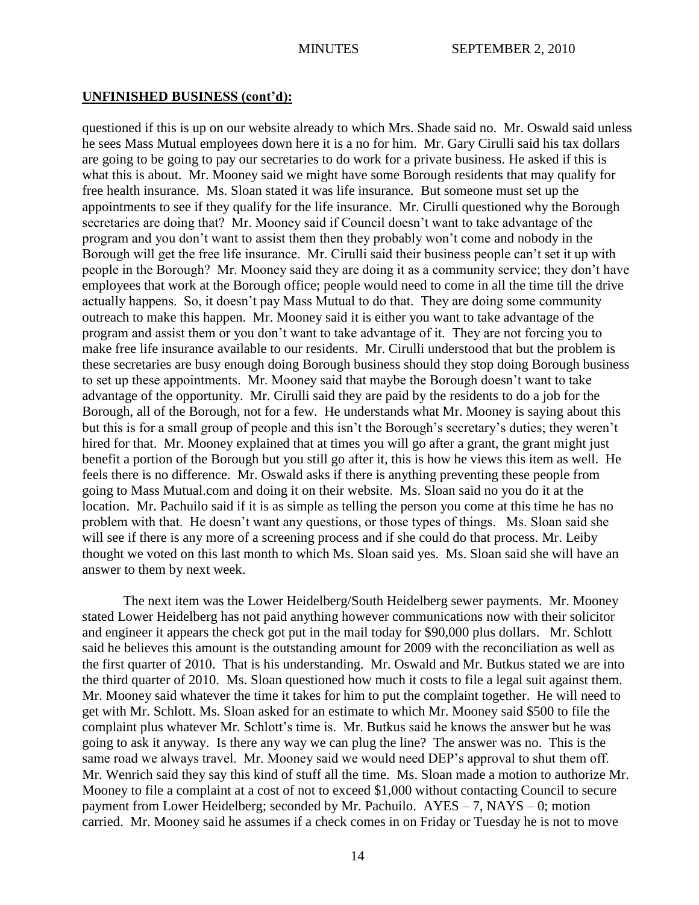**UNFINISHED BUSINESS (cont'd):**

questioned if this is up on our website already to which Mrs. Shade said no. Mr. Oswald said unless he sees Mass Mutual employees down here it is a no for him. Mr. Gary Cirulli said his tax dollars are going to be going to pay our secretaries to do work for a private business. He asked if this is what this is about. Mr. Mooney said we might have some Borough residents that may qualify for free health insurance. Ms. Sloan stated it was life insurance. But someone must set up the appointments to see if they qualify for the life insurance. Mr. Cirulli questioned why the Borough secretaries are doing that? Mr. Mooney said if Council doesn't want to take advantage of the program and you don't want to assist them then they probably won't come and nobody in the Borough will get the free life insurance. Mr. Cirulli said their business people can't set it up with people in the Borough? Mr. Mooney said they are doing it as a community service; they don't have employees that work at the Borough office; people would need to come in all the time till the drive actually happens. So, it doesn't pay Mass Mutual to do that. They are doing some community outreach to make this happen. Mr. Mooney said it is either you want to take advantage of the program and assist them or you don't want to take advantage of it. They are not forcing you to make free life insurance available to our residents. Mr. Cirulli understood that but the problem is these secretaries are busy enough doing Borough business should they stop doing Borough business to set up these appointments. Mr. Mooney said that maybe the Borough doesn't want to take advantage of the opportunity. Mr. Cirulli said they are paid by the residents to do a job for the Borough, all of the Borough, not for a few. He understands what Mr. Mooney is saying about this but this is for a small group of people and this isn't the Borough's secretary's duties; they weren't hired for that. Mr. Mooney explained that at times you will go after a grant, the grant might just benefit a portion of the Borough but you still go after it, this is how he views this item as well. He feels there is no difference. Mr. Oswald asks if there is anything preventing these people from going to Mass Mutual.com and doing it on their website. Ms. Sloan said no you do it at the location. Mr. Pachuilo said if it is as simple as telling the person you come at this time he has no problem with that. He doesn't want any questions, or those types of things. Ms. Sloan said she will see if there is any more of a screening process and if she could do that process. Mr. Leiby thought we voted on this last month to which Ms. Sloan said yes. Ms. Sloan said she will have an answer to them by next week.

The next item was the Lower Heidelberg/South Heidelberg sewer payments. Mr. Mooney stated Lower Heidelberg has not paid anything however communications now with their solicitor and engineer it appears the check got put in the mail today for $90,000 plus dollars. Mr. Schlott said he believes this amount is the outstanding amount for 2009 with the reconciliation as well as the first quarter of 2010. That is his understanding. Mr. Oswald and Mr. Butkus stated we are into the third quarter of 2010. Ms. Sloan questioned how much it costs to file a legal suit against them. Mr. Mooney said whatever the time it takes for him to put the complaint together. He will need to get with Mr. Schlott. Ms. Sloan asked for an estimate to which Mr. Mooney said $500 to file the complaint plus whatever Mr. Schlott's time is. Mr. Butkus said he knows the answer but he was going to ask it anyway. Is there any way we can plug the line? The answer was no. This is the same road we always travel. Mr. Mooney said we would need DEP's approval to shut them off. Mr. Wenrich said they say this kind of stuff all the time. Ms. Sloan made a motion to authorize Mr. Mooney to file a complaint at a cost of not to exceed $1,000 without contacting Council to secure payment from Lower Heidelberg; seconded by Mr. Pachuilo. AYES – 7, NAYS – 0; motion carried. Mr. Mooney said he assumes if a check comes in on Friday or Tuesday he is not to move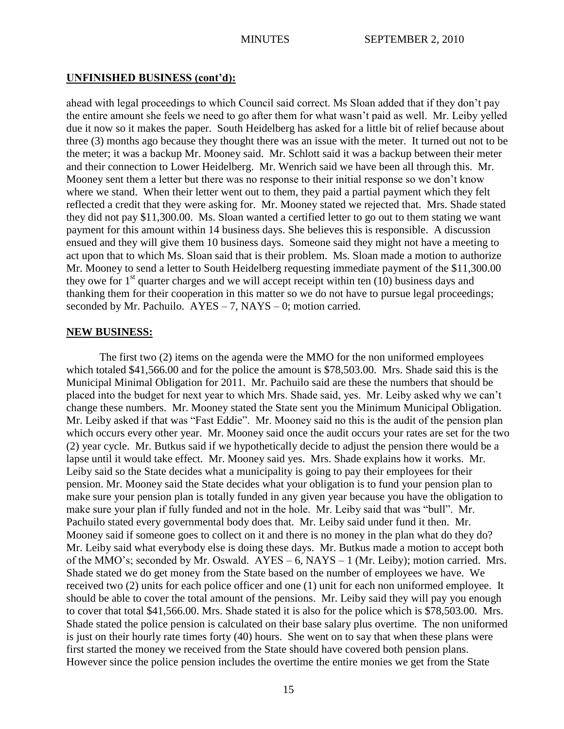## UNFINISHED BUSINESS (cont'd):

ahead with legal proceedings to which Council said correct. Ms Sloan added that if they don't pay the entire amount she feels we need to go after them for what wasn't paid as well. Mr. Leiby yelled due it now so it makes the paper. South Heidelberg has asked for a little bit of relief because about three (3) months ago because they thought there was an issue with the meter. It turned out not to be the meter; it was a backup Mr. Mooney said. Mr. Schlott said it was a backup between their meter and their connection to Lower Heidelberg. Mr. Wenrich said we have been all through this. Mr. Mooney sent them a letter but there was no response to their initial response so we don't know where we stand. When their letter went out to them, they paid a partial payment which they felt reflected a credit that they were asking for. Mr. Mooney stated we rejected that. Mrs. Shade stated they did not pay $11,300.00. Ms. Sloan wanted a certified letter to go out to them stating we want payment for this amount within 14 business days. She believes this is responsible. A discussion ensued and they will give them 10 business days. Someone said they might not have a meeting to act upon that to which Ms. Sloan said that is their problem. Ms. Sloan made a motion to authorize Mr. Mooney to send a letter to South Heidelberg requesting immediate payment of the $11,300.00 they owe for 1st quarter charges and we will accept receipt within ten (10) business days and thanking them for their cooperation in this matter so we do not have to pursue legal proceedings; seconded by Mr. Pachuilo. AYES – 7, NAYS – 0; motion carried.

## NEW BUSINESS:

The first two (2) items on the agenda were the MMO for the non uniformed employees which totaled $41,566.00 and for the police the amount is $78,503.00. Mrs. Shade said this is the Municipal Minimal Obligation for 2011. Mr. Pachuilo said are these the numbers that should be placed into the budget for next year to which Mrs. Shade said, yes. Mr. Leiby asked why we can't change these numbers. Mr. Mooney stated the State sent you the Minimum Municipal Obligation. Mr. Leiby asked if that was "Fast Eddie". Mr. Mooney said no this is the audit of the pension plan which occurs every other year. Mr. Mooney said once the audit occurs your rates are set for the two (2) year cycle. Mr. Butkus said if we hypothetically decide to adjust the pension there would be a lapse until it would take effect. Mr. Mooney said yes. Mrs. Shade explains how it works. Mr. Leiby said so the State decides what a municipality is going to pay their employees for their pension. Mr. Mooney said the State decides what your obligation is to fund your pension plan to make sure your pension plan is totally funded in any given year because you have the obligation to make sure your plan if fully funded and not in the hole. Mr. Leiby said that was "bull". Mr. Pachuilo stated every governmental body does that. Mr. Leiby said under fund it then. Mr. Mooney said if someone goes to collect on it and there is no money in the plan what do they do? Mr. Leiby said what everybody else is doing these days. Mr. Butkus made a motion to accept both of the MMO's; seconded by Mr. Oswald. AYES – 6, NAYS – 1 (Mr. Leiby); motion carried. Mrs. Shade stated we do get money from the State based on the number of employees we have. We received two (2) units for each police officer and one (1) unit for each non uniformed employee. It should be able to cover the total amount of the pensions. Mr. Leiby said they will pay you enough to cover that total $41,566.00. Mrs. Shade stated it is also for the police which is $78,503.00. Mrs. Shade stated the police pension is calculated on their base salary plus overtime. The non uniformed is just on their hourly rate times forty (40) hours. She went on to say that when these plans were first started the money we received from the State should have covered both pension plans. However since the police pension includes the overtime the entire monies we get from the State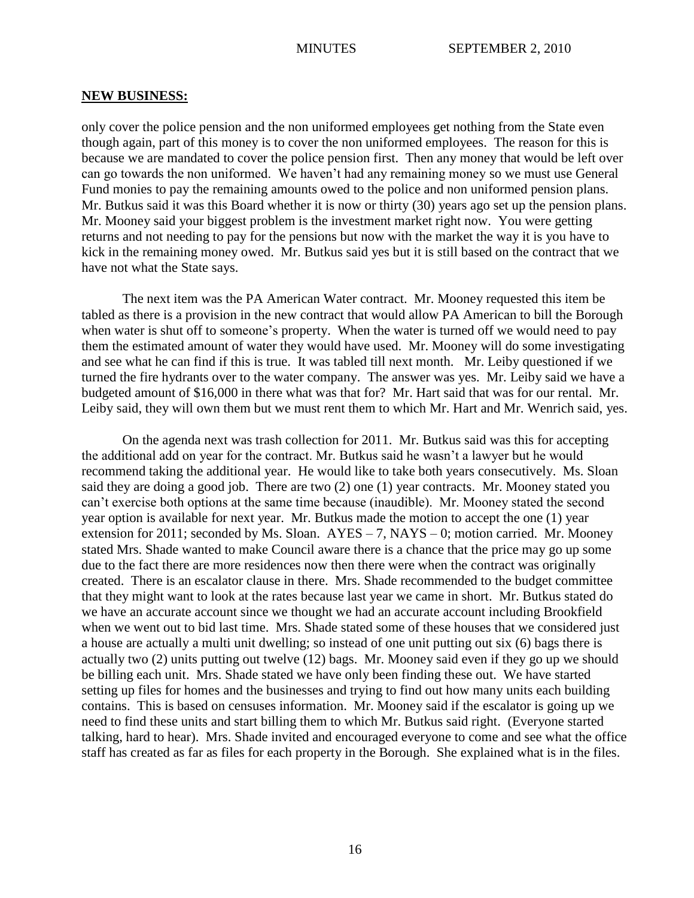**NEW BUSINESS:**

only cover the police pension and the non uniformed employees get nothing from the State even though again, part of this money is to cover the non uniformed employees. The reason for this is because we are mandated to cover the police pension first. Then any money that would be left over can go towards the non uniformed. We haven't had any remaining money so we must use General Fund monies to pay the remaining amounts owed to the police and non uniformed pension plans. Mr. Butkus said it was this Board whether it is now or thirty (30) years ago set up the pension plans. Mr. Mooney said your biggest problem is the investment market right now. You were getting returns and not needing to pay for the pensions but now with the market the way it is you have to kick in the remaining money owed. Mr. Butkus said yes but it is still based on the contract that we have not what the State says.

The next item was the PA American Water contract. Mr. Mooney requested this item be tabled as there is a provision in the new contract that would allow PA American to bill the Borough when water is shut off to someone's property. When the water is turned off we would need to pay them the estimated amount of water they would have used. Mr. Mooney will do some investigating and see what he can find if this is true. It was tabled till next month. Mr. Leiby questioned if we turned the fire hydrants over to the water company. The answer was yes. Mr. Leiby said we have a budgeted amount of $16,000 in there what was that for? Mr. Hart said that was for our rental. Mr. Leiby said, they will own them but we must rent them to which Mr. Hart and Mr. Wenrich said, yes.

On the agenda next was trash collection for 2011. Mr. Butkus said was this for accepting the additional add on year for the contract. Mr. Butkus said he wasn't a lawyer but he would recommend taking the additional year. He would like to take both years consecutively. Ms. Sloan said they are doing a good job. There are two (2) one (1) year contracts. Mr. Mooney stated you can't exercise both options at the same time because (inaudible). Mr. Mooney stated the second year option is available for next year. Mr. Butkus made the motion to accept the one (1) year extension for 2011; seconded by Ms. Sloan. AYES – 7, NAYS – 0; motion carried. Mr. Mooney stated Mrs. Shade wanted to make Council aware there is a chance that the price may go up some due to the fact there are more residences now then there were when the contract was originally created. There is an escalator clause in there. Mrs. Shade recommended to the budget committee that they might want to look at the rates because last year we came in short. Mr. Butkus stated do we have an accurate account since we thought we had an accurate account including Brookfield when we went out to bid last time. Mrs. Shade stated some of these houses that we considered just a house are actually a multi unit dwelling; so instead of one unit putting out six (6) bags there is actually two (2) units putting out twelve (12) bags. Mr. Mooney said even if they go up we should be billing each unit. Mrs. Shade stated we have only been finding these out. We have started setting up files for homes and the businesses and trying to find out how many units each building contains. This is based on censuses information. Mr. Mooney said if the escalator is going up we need to find these units and start billing them to which Mr. Butkus said right. (Everyone started talking, hard to hear). Mrs. Shade invited and encouraged everyone to come and see what the office staff has created as far as files for each property in the Borough. She explained what is in the files.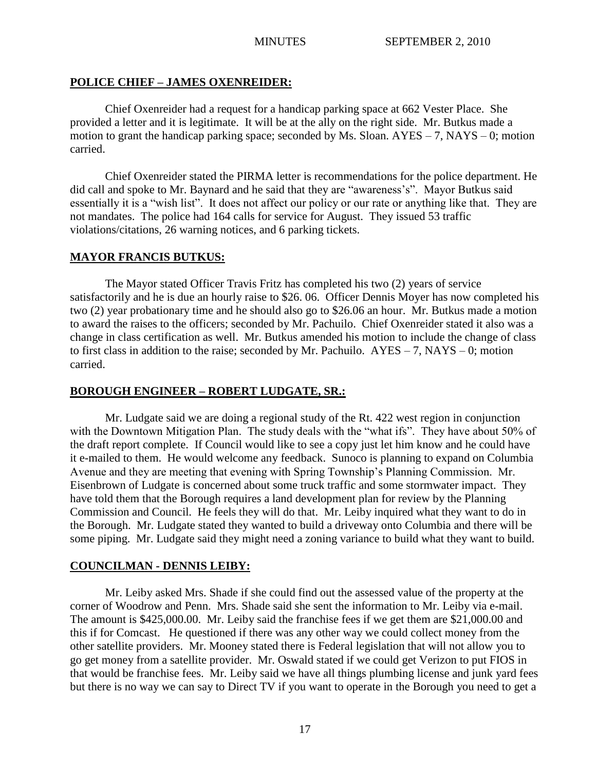## POLICE CHIEF – JAMES OXENREIDER:

Chief Oxenreider had a request for a handicap parking space at 662 Vester Place. She provided a letter and it is legitimate. It will be at the ally on the right side. Mr. Butkus made a motion to grant the handicap parking space; seconded by Ms. Sloan. AYES – 7, NAYS – 0; motion carried.

Chief Oxenreider stated the PIRMA letter is recommendations for the police department. He did call and spoke to Mr. Baynard and he said that they are "awareness's". Mayor Butkus said essentially it is a "wish list". It does not affect our policy or our rate or anything like that. They are not mandates. The police had 164 calls for service for August. They issued 53 traffic violations/citations, 26 warning notices, and 6 parking tickets.

## MAYOR FRANCIS BUTKUS:

The Mayor stated Officer Travis Fritz has completed his two (2) years of service satisfactorily and he is due an hourly raise to $26. 06. Officer Dennis Moyer has now completed his two (2) year probationary time and he should also go to $26.06 an hour. Mr. Butkus made a motion to award the raises to the officers; seconded by Mr. Pachuilo. Chief Oxenreider stated it also was a change in class certification as well. Mr. Butkus amended his motion to include the change of class to first class in addition to the raise; seconded by Mr. Pachuilo. AYES – 7, NAYS – 0; motion carried.

## BOROUGH ENGINEER – ROBERT LUDGATE, SR.:

Mr. Ludgate said we are doing a regional study of the Rt. 422 west region in conjunction with the Downtown Mitigation Plan. The study deals with the "what ifs". They have about 50% of the draft report complete. If Council would like to see a copy just let him know and he could have it e-mailed to them. He would welcome any feedback. Sunoco is planning to expand on Columbia Avenue and they are meeting that evening with Spring Township's Planning Commission. Mr. Eisenbrown of Ludgate is concerned about some truck traffic and some stormwater impact. They have told them that the Borough requires a land development plan for review by the Planning Commission and Council. He feels they will do that. Mr. Leiby inquired what they want to do in the Borough. Mr. Ludgate stated they wanted to build a driveway onto Columbia and there will be some piping. Mr. Ludgate said they might need a zoning variance to build what they want to build.

## COUNCILMAN - DENNIS LEIBY:

Mr. Leiby asked Mrs. Shade if she could find out the assessed value of the property at the corner of Woodrow and Penn. Mrs. Shade said she sent the information to Mr. Leiby via e-mail. The amount is $425,000.00. Mr. Leiby said the franchise fees if we get them are $21,000.00 and this if for Comcast. He questioned if there was any other way we could collect money from the other satellite providers. Mr. Mooney stated there is Federal legislation that will not allow you to go get money from a satellite provider. Mr. Oswald stated if we could get Verizon to put FIOS in that would be franchise fees. Mr. Leiby said we have all things plumbing license and junk yard fees but there is no way we can say to Direct TV if you want to operate in the Borough you need to get a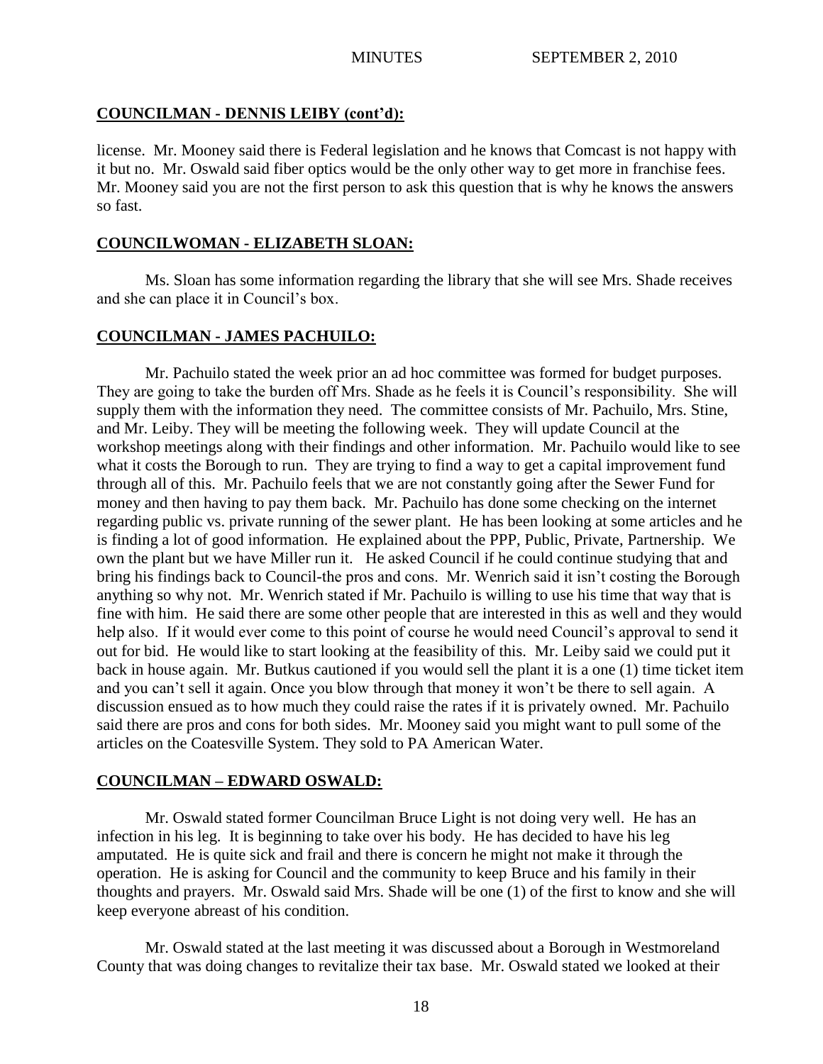## COUNCILMAN - DENNIS LEIBY (cont'd):

license. Mr. Mooney said there is Federal legislation and he knows that Comcast is not happy with it but no. Mr. Oswald said fiber optics would be the only other way to get more in franchise fees. Mr. Mooney said you are not the first person to ask this question that is why he knows the answers so fast.

## COUNCILWOMAN - ELIZABETH SLOAN:

Ms. Sloan has some information regarding the library that she will see Mrs. Shade receives and she can place it in Council's box.

## COUNCILMAN - JAMES PACHUILO:

Mr. Pachuilo stated the week prior an ad hoc committee was formed for budget purposes. They are going to take the burden off Mrs. Shade as he feels it is Council's responsibility. She will supply them with the information they need. The committee consists of Mr. Pachuilo, Mrs. Stine, and Mr. Leiby. They will be meeting the following week. They will update Council at the workshop meetings along with their findings and other information. Mr. Pachuilo would like to see what it costs the Borough to run. They are trying to find a way to get a capital improvement fund through all of this. Mr. Pachuilo feels that we are not constantly going after the Sewer Fund for money and then having to pay them back. Mr. Pachuilo has done some checking on the internet regarding public vs. private running of the sewer plant. He has been looking at some articles and he is finding a lot of good information. He explained about the PPP, Public, Private, Partnership. We own the plant but we have Miller run it. He asked Council if he could continue studying that and bring his findings back to Council-the pros and cons. Mr. Wenrich said it isn't costing the Borough anything so why not. Mr. Wenrich stated if Mr. Pachuilo is willing to use his time that way that is fine with him. He said there are some other people that are interested in this as well and they would help also. If it would ever come to this point of course he would need Council's approval to send it out for bid. He would like to start looking at the feasibility of this. Mr. Leiby said we could put it back in house again. Mr. Butkus cautioned if you would sell the plant it is a one (1) time ticket item and you can't sell it again. Once you blow through that money it won't be there to sell again. A discussion ensued as to how much they could raise the rates if it is privately owned. Mr. Pachuilo said there are pros and cons for both sides. Mr. Mooney said you might want to pull some of the articles on the Coatesville System. They sold to PA American Water.

## COUNCILMAN – EDWARD OSWALD:

Mr. Oswald stated former Councilman Bruce Light is not doing very well. He has an infection in his leg. It is beginning to take over his body. He has decided to have his leg amputated. He is quite sick and frail and there is concern he might not make it through the operation. He is asking for Council and the community to keep Bruce and his family in their thoughts and prayers. Mr. Oswald said Mrs. Shade will be one (1) of the first to know and she will keep everyone abreast of his condition.

Mr. Oswald stated at the last meeting it was discussed about a Borough in Westmoreland County that was doing changes to revitalize their tax base. Mr. Oswald stated we looked at their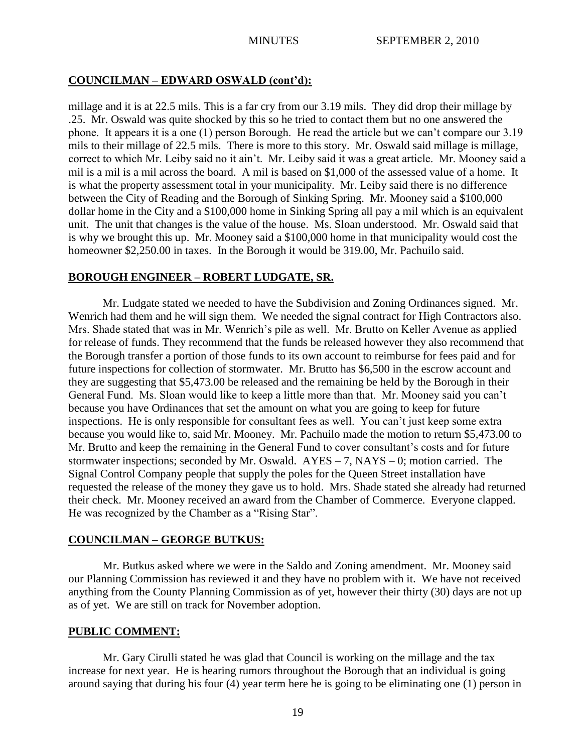## COUNCILMAN – EDWARD OSWALD (cont'd):

millage and it is at 22.5 mils. This is a far cry from our 3.19 mils. They did drop their millage by .25. Mr. Oswald was quite shocked by this so he tried to contact them but no one answered the phone. It appears it is a one (1) person Borough. He read the article but we can't compare our 3.19 mils to their millage of 22.5 mils. There is more to this story. Mr. Oswald said millage is millage, correct to which Mr. Leiby said no it ain't. Mr. Leiby said it was a great article. Mr. Mooney said a mil is a mil across the board. A mil is based on $1,000 of the assessed value of a home. It is what the property assessment total in your municipality. Mr. Leiby said there is no difference between the City of Reading and the Borough of Sinking Spring. Mr. Mooney said a $100,000 dollar home in the City and a $100,000 home in Sinking Spring all pay a mil which is an equivalent unit. The unit that changes is the value of the house. Ms. Sloan understood. Mr. Oswald said that is why we brought this up. Mr. Mooney said a $100,000 home in that municipality would cost the homeowner $2,250.00 in taxes. In the Borough it would be 319.00, Mr. Pachuilo said.

## BOROUGH ENGINEER – ROBERT LUDGATE, SR.

Mr. Ludgate stated we needed to have the Subdivision and Zoning Ordinances signed. Mr. Wenrich had them and he will sign them. We needed the signal contract for High Contractors also. Mrs. Shade stated that was in Mr. Wenrich's pile as well. Mr. Brutto on Keller Avenue as applied for release of funds. They recommend that the funds be released however they also recommend that the Borough transfer a portion of those funds to its own account to reimburse for fees paid and for future inspections for collection of stormwater. Mr. Brutto has $6,500 in the escrow account and they are suggesting that $5,473.00 be released and the remaining be held by the Borough in their General Fund. Ms. Sloan would like to keep a little more than that. Mr. Mooney said you can't because you have Ordinances that set the amount on what you are going to keep for future inspections. He is only responsible for consultant fees as well. You can't just keep some extra because you would like to, said Mr. Mooney. Mr. Pachuilo made the motion to return $5,473.00 to Mr. Brutto and keep the remaining in the General Fund to cover consultant's costs and for future stormwater inspections; seconded by Mr. Oswald. AYES – 7, NAYS – 0; motion carried. The Signal Control Company people that supply the poles for the Queen Street installation have requested the release of the money they gave us to hold. Mrs. Shade stated she already had returned their check. Mr. Mooney received an award from the Chamber of Commerce. Everyone clapped. He was recognized by the Chamber as a "Rising Star".

## COUNCILMAN – GEORGE BUTKUS:

Mr. Butkus asked where we were in the Saldo and Zoning amendment. Mr. Mooney said our Planning Commission has reviewed it and they have no problem with it. We have not received anything from the County Planning Commission as of yet, however their thirty (30) days are not up as of yet. We are still on track for November adoption.

## PUBLIC COMMENT:

Mr. Gary Cirulli stated he was glad that Council is working on the millage and the tax increase for next year. He is hearing rumors throughout the Borough that an individual is going around saying that during his four (4) year term here he is going to be eliminating one (1) person in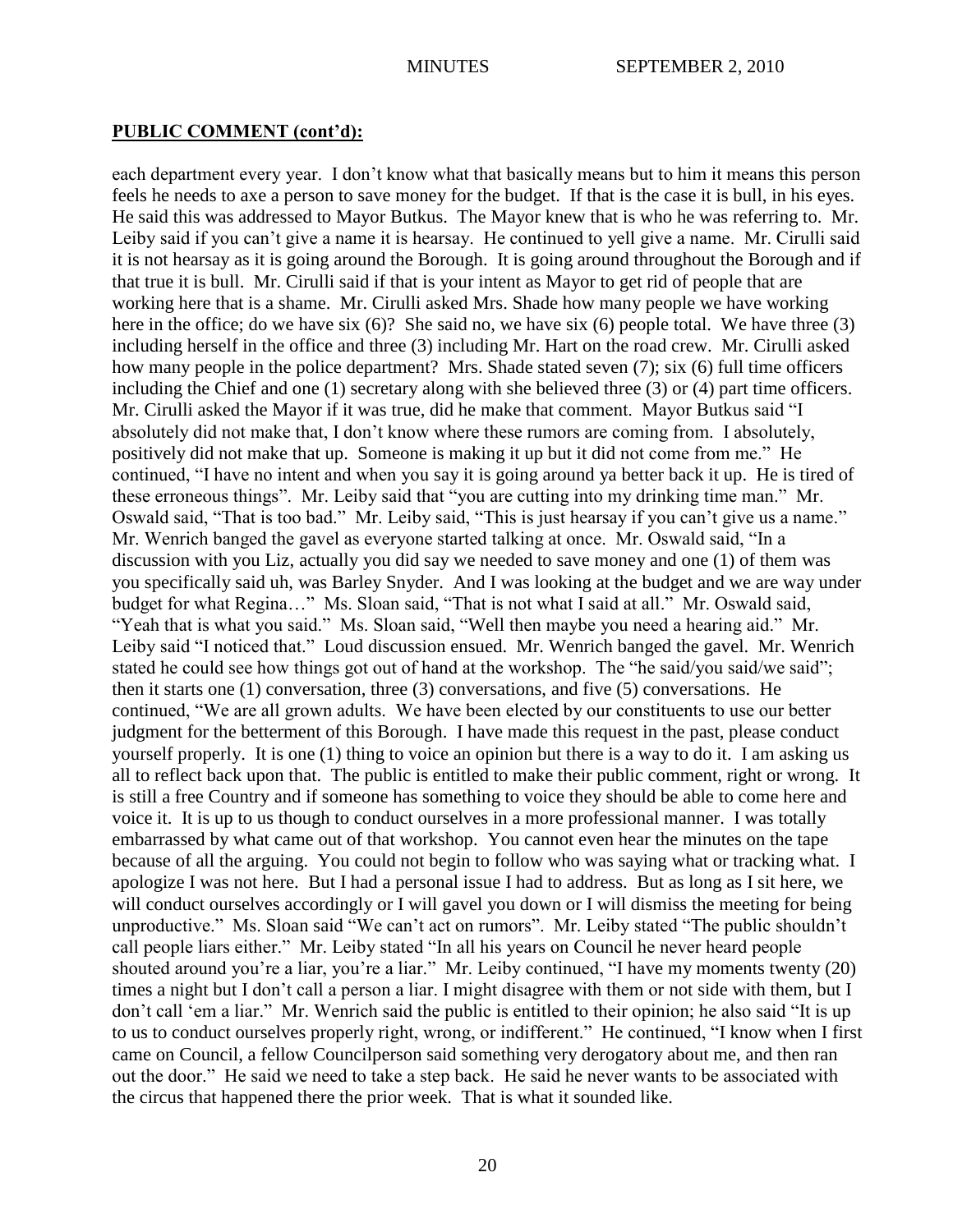## PUBLIC COMMENT (cont'd):

each department every year. I don't know what that basically means but to him it means this person feels he needs to axe a person to save money for the budget. If that is the case it is bull, in his eyes. He said this was addressed to Mayor Butkus. The Mayor knew that is who he was referring to. Mr. Leiby said if you can't give a name it is hearsay. He continued to yell give a name. Mr. Cirulli said it is not hearsay as it is going around the Borough. It is going around throughout the Borough and if that true it is bull. Mr. Cirulli said if that is your intent as Mayor to get rid of people that are working here that is a shame. Mr. Cirulli asked Mrs. Shade how many people we have working here in the office; do we have six (6)? She said no, we have six (6) people total. We have three (3) including herself in the office and three (3) including Mr. Hart on the road crew. Mr. Cirulli asked how many people in the police department? Mrs. Shade stated seven (7); six (6) full time officers including the Chief and one (1) secretary along with she believed three (3) or (4) part time officers. Mr. Cirulli asked the Mayor if it was true, did he make that comment. Mayor Butkus said "I absolutely did not make that, I don't know where these rumors are coming from. I absolutely, positively did not make that up. Someone is making it up but it did not come from me." He continued, "I have no intent and when you say it is going around ya better back it up. He is tired of these erroneous things". Mr. Leiby said that "you are cutting into my drinking time man." Mr. Oswald said, "That is too bad." Mr. Leiby said, "This is just hearsay if you can't give us a name." Mr. Wenrich banged the gavel as everyone started talking at once. Mr. Oswald said, "In a discussion with you Liz, actually you did say we needed to save money and one (1) of them was you specifically said uh, was Barley Snyder. And I was looking at the budget and we are way under budget for what Regina…" Ms. Sloan said, "That is not what I said at all." Mr. Oswald said, "Yeah that is what you said." Ms. Sloan said, "Well then maybe you need a hearing aid." Mr. Leiby said "I noticed that." Loud discussion ensued. Mr. Wenrich banged the gavel. Mr. Wenrich stated he could see how things got out of hand at the workshop. The "he said/you said/we said"; then it starts one (1) conversation, three (3) conversations, and five (5) conversations. He continued, "We are all grown adults. We have been elected by our constituents to use our better judgment for the betterment of this Borough. I have made this request in the past, please conduct yourself properly. It is one (1) thing to voice an opinion but there is a way to do it. I am asking us all to reflect back upon that. The public is entitled to make their public comment, right or wrong. It is still a free Country and if someone has something to voice they should be able to come here and voice it. It is up to us though to conduct ourselves in a more professional manner. I was totally embarrassed by what came out of that workshop. You cannot even hear the minutes on the tape because of all the arguing. You could not begin to follow who was saying what or tracking what. I apologize I was not here. But I had a personal issue I had to address. But as long as I sit here, we will conduct ourselves accordingly or I will gavel you down or I will dismiss the meeting for being unproductive." Ms. Sloan said "We can't act on rumors". Mr. Leiby stated "The public shouldn't call people liars either." Mr. Leiby stated "In all his years on Council he never heard people shouted around you're a liar, you're a liar." Mr. Leiby continued, "I have my moments twenty (20) times a night but I don't call a person a liar. I might disagree with them or not side with them, but I don't call 'em a liar." Mr. Wenrich said the public is entitled to their opinion; he also said "It is up to us to conduct ourselves properly right, wrong, or indifferent." He continued, "I know when I first came on Council, a fellow Councilperson said something very derogatory about me, and then ran out the door." He said we need to take a step back. He said he never wants to be associated with the circus that happened there the prior week. That is what it sounded like.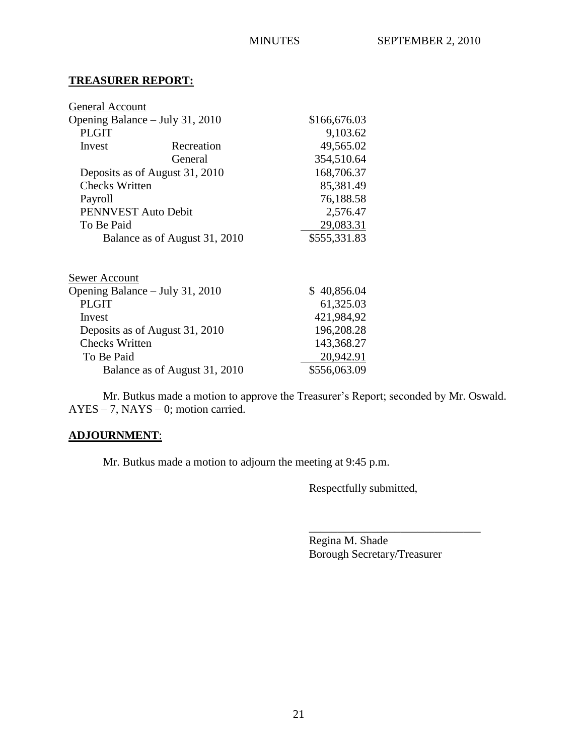## TREASURER REPORT:

| | | |
|---|---|---|
| General Account | | |
| Opening Balance – July 31, 2010 | | $166,676.03 |
| PLGIT | | 9,103.62 |
| Invest | Recreation | 49,565.02 |
| | General | 354,510.64 |
| Deposits as of August 31, 2010 | | 168,706.37 |
| Checks Written | | 85,381.49 |
| Payroll | | 76,188.58 |
| PENNVEST Auto Debit | | 2,576.47 |
| To Be Paid | | 29,083.31 |
| Balance as of August 31, 2010 | | $555,331.83 |

| | |
|---|---|
| Sewer Account | |
| Opening Balance – July 31, 2010 | $ 40,856.04 |
| PLGIT | 61,325.03 |
| Invest | 421,984,92 |
| Deposits as of August 31, 2010 | 196,208.28 |
| Checks Written | 143,368.27 |
| To Be Paid | 20,942.91 |
| Balance as of August 31, 2010 | $556,063.09 |

Mr. Butkus made a motion to approve the Treasurer's Report; seconded by Mr. Oswald. AYES – 7, NAYS – 0; motion carried.

## ADJOURNMENT:

Mr. Butkus made a motion to adjourn the meeting at 9:45 p.m.

Respectfully submitted,

\_\_\_\_\_\_\_\_\_\_\_\_\_\_\_\_\_\_\_\_\_\_\_\_\_\_\_\_\_\_

Regina M. Shade
Borough Secretary/Treasurer